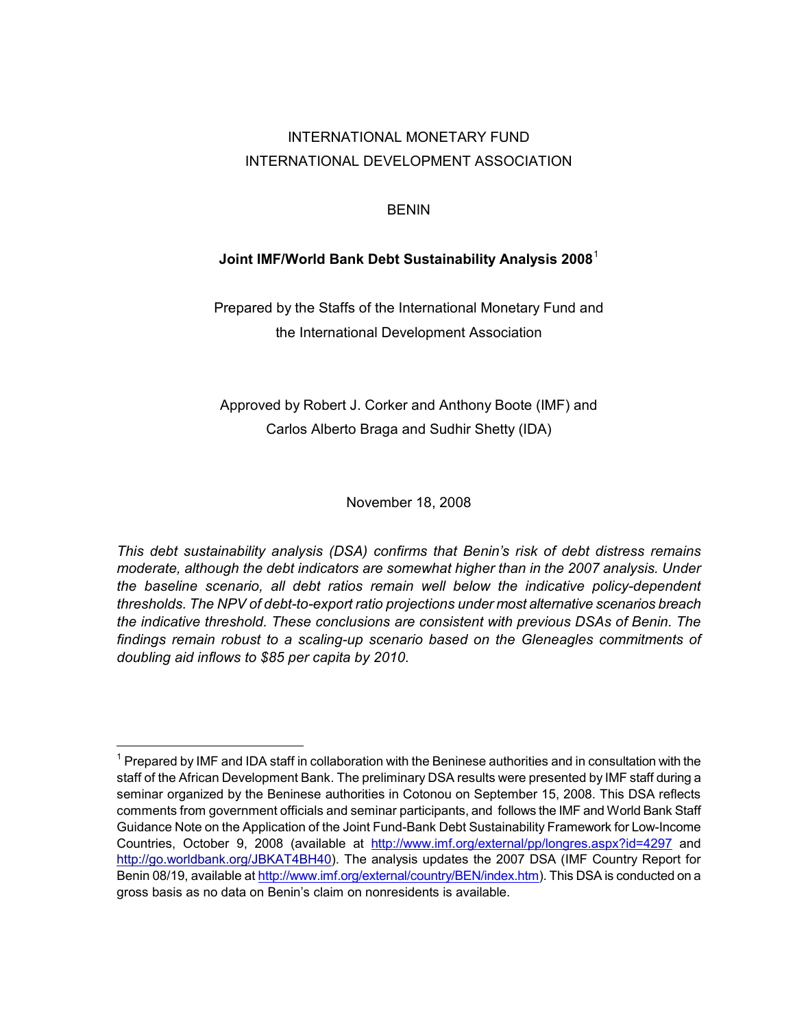INTERNATIONAL MONETARY FUND
INTERNATIONAL DEVELOPMENT ASSOCIATION

BENIN

# Joint IMF/World Bank Debt Sustainability Analysis 2008[1]

Prepared by the Staffs of the International Monetary Fund and
the International Development Association

Approved by Robert J. Corker and Anthony Boote (IMF) and
Carlos Alberto Braga and Sudhir Shetty (IDA)

November 18, 2008

*This debt sustainability analysis (DSA) confirms that Benin's risk of debt distress remains moderate, although the debt indicators are somewhat higher than in the 2007 analysis. Under the baseline scenario, all debt ratios remain well below the indicative policy-dependent thresholds. The NPV of debt-to-export ratio projections under most alternative scenarios breach the indicative threshold. These conclusions are consistent with previous DSAs of Benin. The findings remain robust to a scaling-up scenario based on the Gleneagles commitments of doubling aid inflows to $85 per capita by 2010.*

---

[1] Prepared by IMF and IDA staff in collaboration with the Beninese authorities and in consultation with the staff of the African Development Bank. The preliminary DSA results were presented by IMF staff during a seminar organized by the Beninese authorities in Cotonou on September 15, 2008. This DSA reflects comments from government officials and seminar participants, and follows the IMF and World Bank Staff Guidance Note on the Application of the Joint Fund-Bank Debt Sustainability Framework for Low-Income Countries, October 9, 2008 (available at http://www.imf.org/external/pp/longres.aspx?id=4297 and http://go.worldbank.org/JBKAT4BH40). The analysis updates the 2007 DSA (IMF Country Report for Benin 08/19, available at http://www.imf.org/external/country/BEN/index.htm). This DSA is conducted on a gross basis as no data on Benin's claim on nonresidents is available.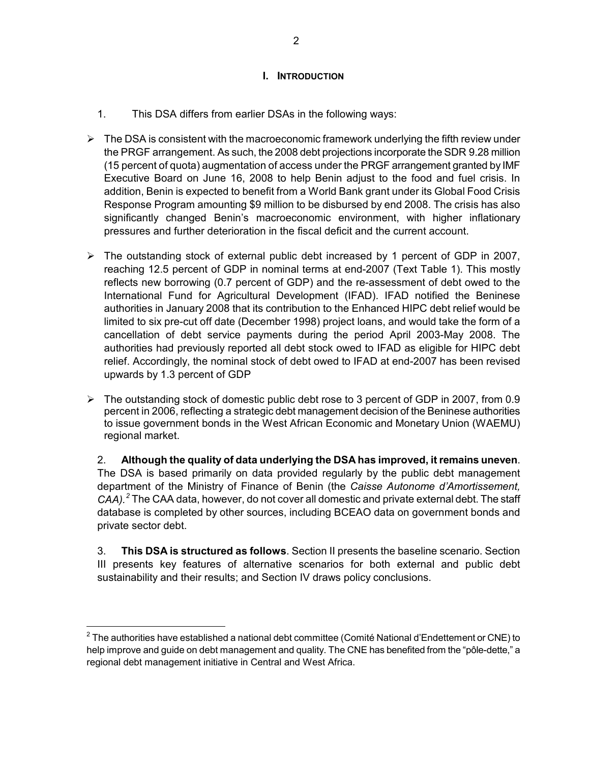## I. INTRODUCTION

1. This DSA differs from earlier DSAs in the following ways:

- The DSA is consistent with the macroeconomic framework underlying the fifth review under the PRGF arrangement. As such, the 2008 debt projections incorporate the SDR 9.28 million (15 percent of quota) augmentation of access under the PRGF arrangement granted by IMF Executive Board on June 16, 2008 to help Benin adjust to the food and fuel crisis. In addition, Benin is expected to benefit from a World Bank grant under its Global Food Crisis Response Program amounting $9 million to be disbursed by end 2008. The crisis has also significantly changed Benin's macroeconomic environment, with higher inflationary pressures and further deterioration in the fiscal deficit and the current account.
- The outstanding stock of external public debt increased by 1 percent of GDP in 2007, reaching 12.5 percent of GDP in nominal terms at end-2007 (Text Table 1). This mostly reflects new borrowing (0.7 percent of GDP) and the re-assessment of debt owed to the International Fund for Agricultural Development (IFAD). IFAD notified the Beninese authorities in January 2008 that its contribution to the Enhanced HIPC debt relief would be limited to six pre-cut off date (December 1998) project loans, and would take the form of a cancellation of debt service payments during the period April 2003-May 2008. The authorities had previously reported all debt stock owed to IFAD as eligible for HIPC debt relief. Accordingly, the nominal stock of debt owed to IFAD at end-2007 has been revised upwards by 1.3 percent of GDP
- The outstanding stock of domestic public debt rose to 3 percent of GDP in 2007, from 0.9 percent in 2006, reflecting a strategic debt management decision of the Beninese authorities to issue government bonds in the West African Economic and Monetary Union (WAEMU) regional market.

2. **Although the quality of data underlying the DSA has improved, it remains uneven**. The DSA is based primarily on data provided regularly by the public debt management department of the Ministry of Finance of Benin (the *Caisse Autonome d'Amortissement, CAA).*[2] The CAA data, however, do not cover all domestic and private external debt. The staff database is completed by other sources, including BCEAO data on government bonds and private sector debt.

3. **This DSA is structured as follows**. Section II presents the baseline scenario. Section III presents key features of alternative scenarios for both external and public debt sustainability and their results; and Section IV draws policy conclusions.

---

[2] The authorities have established a national debt committee (Comité National d'Endettement or CNE) to help improve and guide on debt management and quality. The CNE has benefited from the "pôle-dette," a regional debt management initiative in Central and West Africa.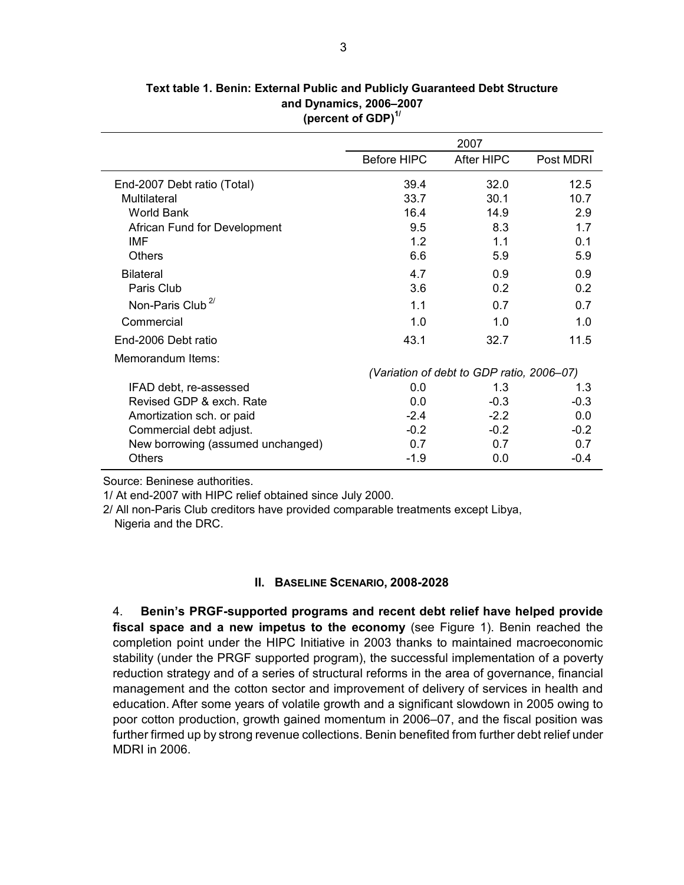**Text table 1. Benin: External Public and Publicly Guaranteed Debt Structure and Dynamics, 2006–2007 (percent of GDP)[1/]**

| | 2007 | | |
|---|---|---|---|
| | Before HIPC | After HIPC | Post MDRI |
| End-2007 Debt ratio (Total) | 39.4 | 32.0 | 12.5 |
| Multilateral | 33.7 | 30.1 | 10.7 |
| World Bank | 16.4 | 14.9 | 2.9 |
| African Fund for Development | 9.5 | 8.3 | 1.7 |
| IMF | 1.2 | 1.1 | 0.1 |
| Others | 6.6 | 5.9 | 5.9 |
| Bilateral | 4.7 | 0.9 | 0.9 |
| Paris Club | 3.6 | 0.2 | 0.2 |
| Non-Paris Club [2/] | 1.1 | 0.7 | 0.7 |
| Commercial | 1.0 | 1.0 | 1.0 |
| End-2006 Debt ratio | 43.1 | 32.7 | 11.5 |
| Memorandum Items: | | | |
| | *(Variation of debt to GDP ratio, 2006–07)* | | |
| IFAD debt, re-assessed | 0.0 | 1.3 | 1.3 |
| Revised GDP & exch. Rate | 0.0 | -0.3 | -0.3 |
| Amortization sch. or paid | -2.4 | -2.2 | 0.0 |
| Commercial debt adjust. | -0.2 | -0.2 | -0.2 |
| New borrowing (assumed unchanged) | 0.7 | 0.7 | 0.7 |
| Others | -1.9 | 0.0 | -0.4 |

Source: Beninese authorities.

1/ At end-2007 with HIPC relief obtained since July 2000.

2/ All non-Paris Club creditors have provided comparable treatments except Libya, Nigeria and the DRC.

## II. Baseline Scenario, 2008-2028

4. **Benin's PRGF-supported programs and recent debt relief have helped provide fiscal space and a new impetus to the economy** (see Figure 1). Benin reached the completion point under the HIPC Initiative in 2003 thanks to maintained macroeconomic stability (under the PRGF supported program), the successful implementation of a poverty reduction strategy and of a series of structural reforms in the area of governance, financial management and the cotton sector and improvement of delivery of services in health and education. After some years of volatile growth and a significant slowdown in 2005 owing to poor cotton production, growth gained momentum in 2006–07, and the fiscal position was further firmed up by strong revenue collections. Benin benefited from further debt relief under MDRI in 2006.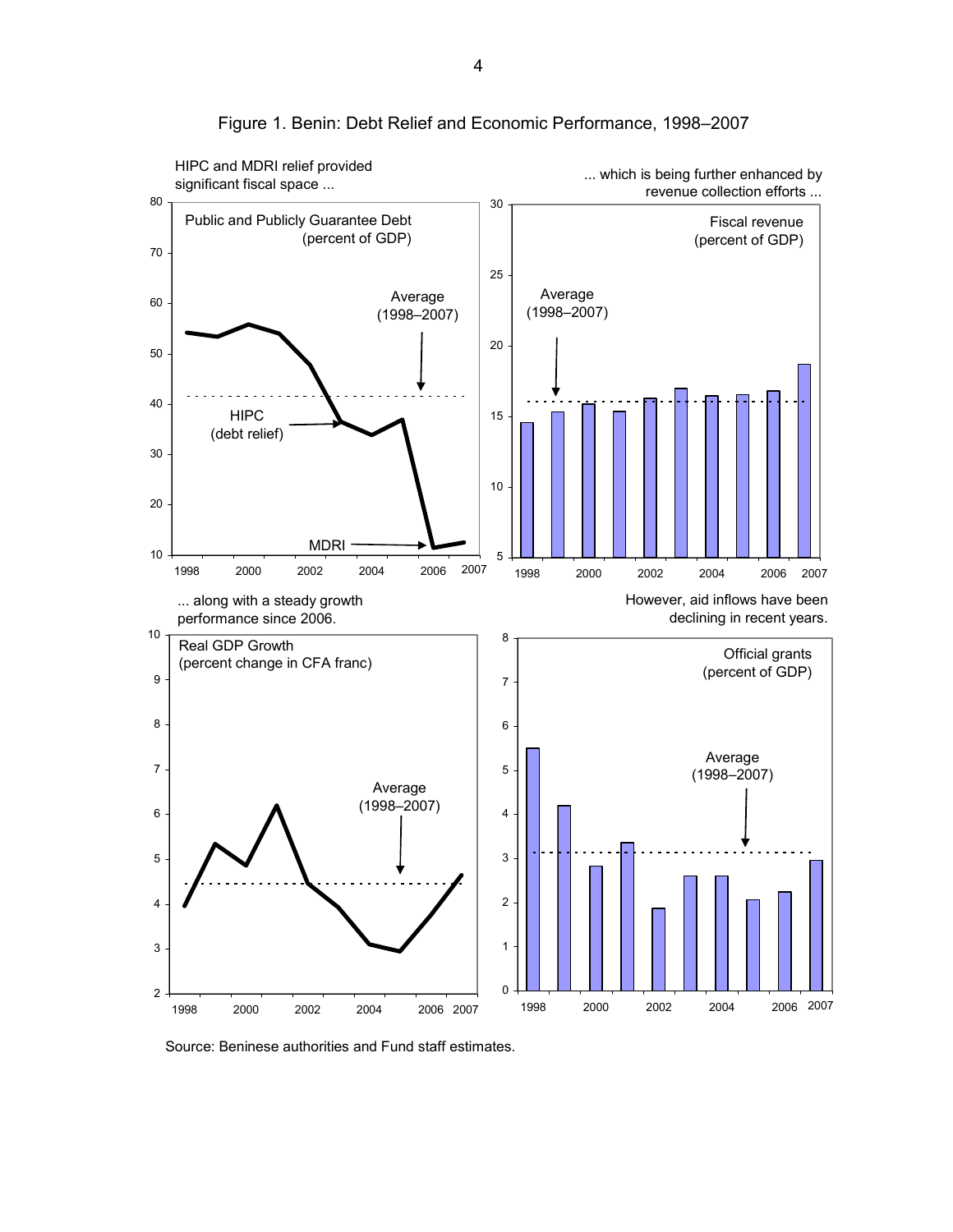Figure 1. Benin: Debt Relief and Economic Performance, 1998–2007

HIPC and MDRI relief provided significant fiscal space ...

Public and Publicly Guarantee Debt (percent of GDP)

... which is being further enhanced by revenue collection efforts ...

Fiscal revenue (percent of GDP)

... along with a steady growth performance since 2006.

Real GDP Growth (percent change in CFA franc)

However, aid inflows have been declining in recent years.

Official grants (percent of GDP)

Source: Beninese authorities and Fund staff estimates.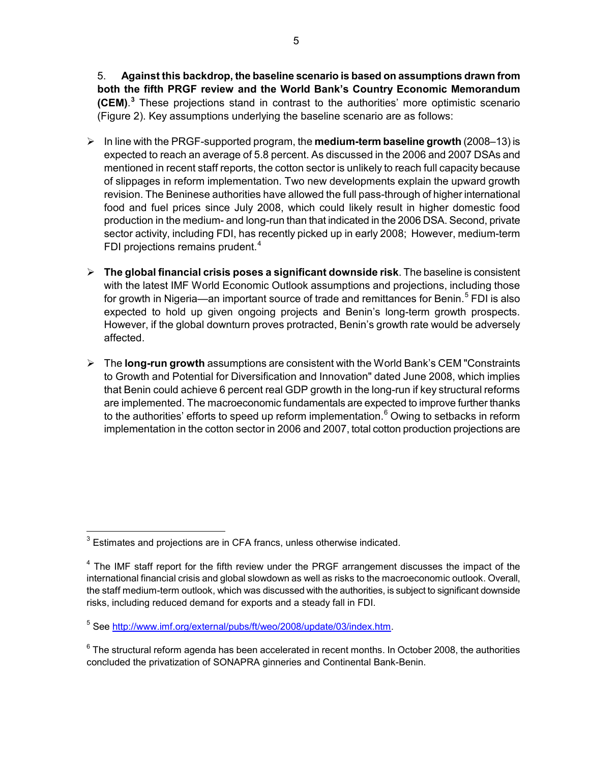5. **Against this backdrop, the baseline scenario is based on assumptions drawn from both the fifth PRGF review and the World Bank's Country Economic Memorandum (CEM).**[3] These projections stand in contrast to the authorities' more optimistic scenario (Figure 2). Key assumptions underlying the baseline scenario are as follows:

- In line with the PRGF-supported program, the **medium-term baseline growth** (2008–13) is expected to reach an average of 5.8 percent. As discussed in the 2006 and 2007 DSAs and mentioned in recent staff reports, the cotton sector is unlikely to reach full capacity because of slippages in reform implementation. Two new developments explain the upward growth revision. The Beninese authorities have allowed the full pass-through of higher international food and fuel prices since July 2008, which could likely result in higher domestic food production in the medium- and long-run than that indicated in the 2006 DSA. Second, private sector activity, including FDI, has recently picked up in early 2008; However, medium-term FDI projections remains prudent.[4]

- **The global financial crisis poses a significant downside risk**. The baseline is consistent with the latest IMF World Economic Outlook assumptions and projections, including those for growth in Nigeria—an important source of trade and remittances for Benin.[5] FDI is also expected to hold up given ongoing projects and Benin's long-term growth prospects. However, if the global downturn proves protracted, Benin's growth rate would be adversely affected.

- The **long-run growth** assumptions are consistent with the World Bank's CEM "Constraints to Growth and Potential for Diversification and Innovation" dated June 2008, which implies that Benin could achieve 6 percent real GDP growth in the long-run if key structural reforms are implemented. The macroeconomic fundamentals are expected to improve further thanks to the authorities' efforts to speed up reform implementation.[6] Owing to setbacks in reform implementation in the cotton sector in 2006 and 2007, total cotton production projections are

---

[3] Estimates and projections are in CFA francs, unless otherwise indicated.

[4] The IMF staff report for the fifth review under the PRGF arrangement discusses the impact of the international financial crisis and global slowdown as well as risks to the macroeconomic outlook. Overall, the staff medium-term outlook, which was discussed with the authorities, is subject to significant downside risks, including reduced demand for exports and a steady fall in FDI.

[5] See http://www.imf.org/external/pubs/ft/weo/2008/update/03/index.htm.

[6] The structural reform agenda has been accelerated in recent months. In October 2008, the authorities concluded the privatization of SONAPRA ginneries and Continental Bank-Benin.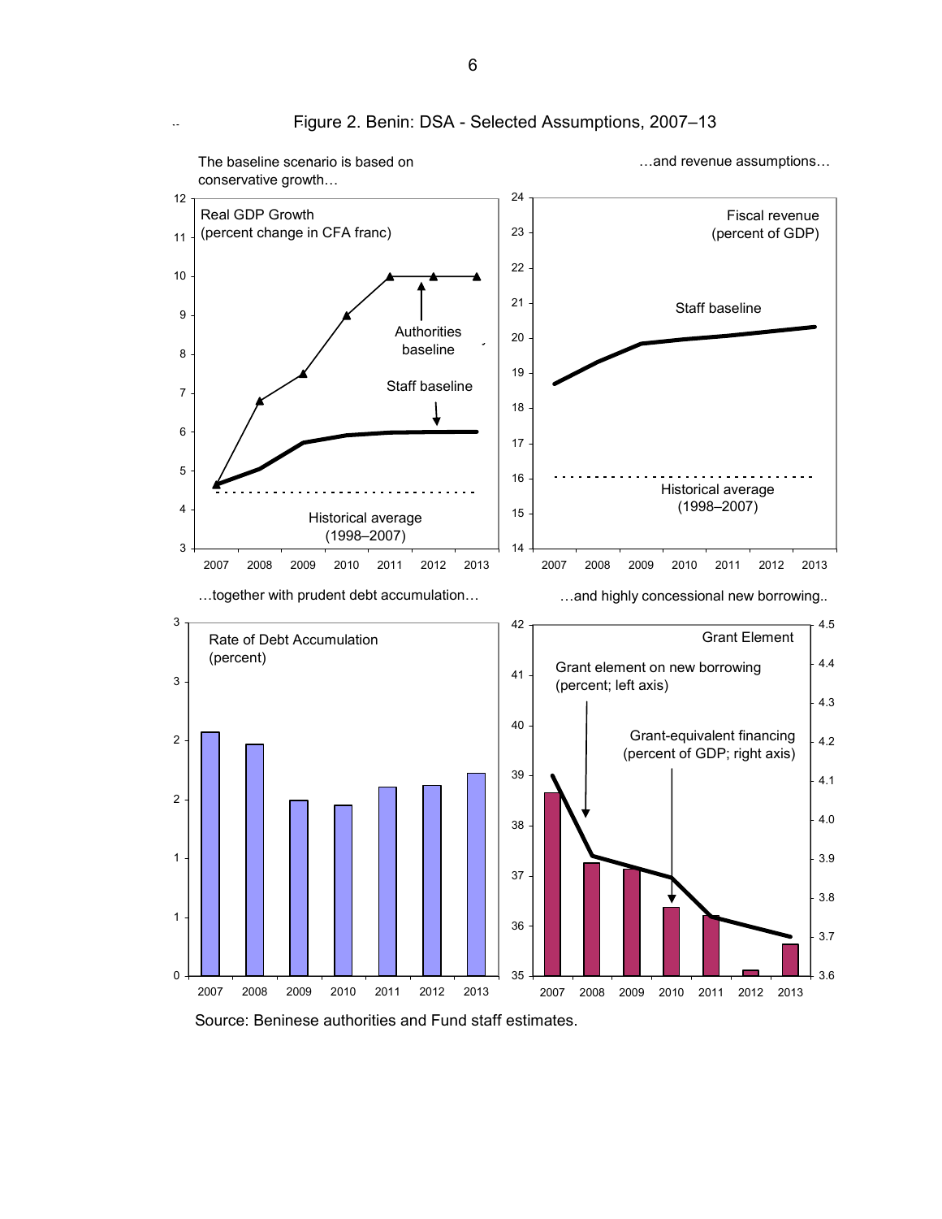# Figure 2. Benin: DSA - Selected Assumptions, 2007–13

The baseline scenario is based on conservative growth…

Real GDP Growth (percent change in CFA franc)

Authorities baseline

Staff baseline

Historical average (1998–2007)

…and revenue assumptions…

Fiscal revenue (percent of GDP)

Staff baseline

Historical average (1998–2007)

…together with prudent debt accumulation…

Rate of Debt Accumulation (percent)

…and highly concessional new borrowing..

Grant Element

Grant element on new borrowing (percent; left axis)

Grant-equivalent financing (percent of GDP; right axis)

Source: Beninese authorities and Fund staff estimates.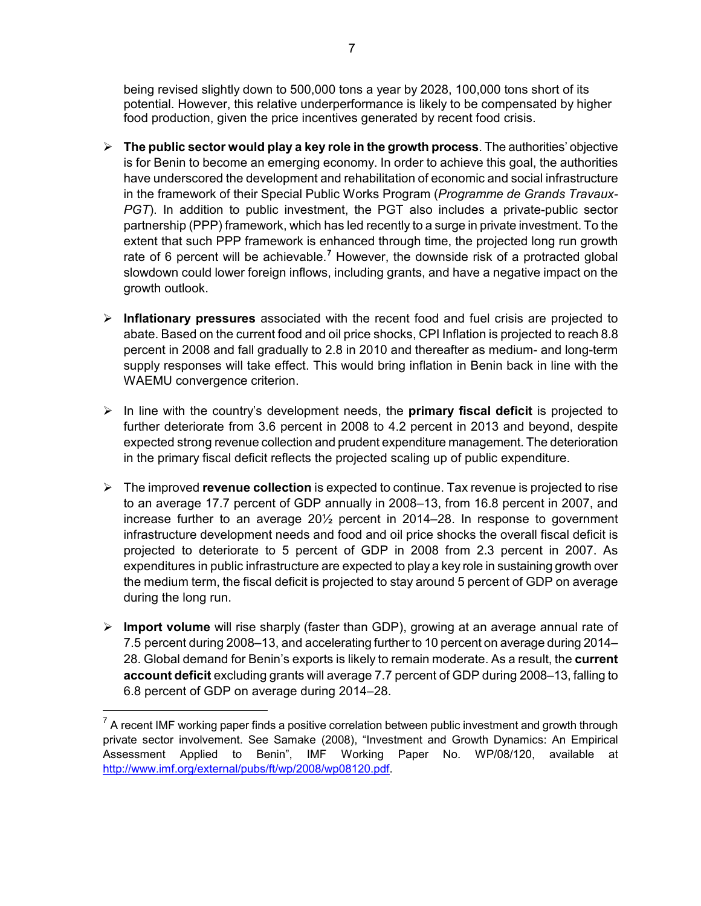being revised slightly down to 500,000 tons a year by 2028, 100,000 tons short of its potential. However, this relative underperformance is likely to be compensated by higher food production, given the price incentives generated by recent food crisis.

- **The public sector would play a key role in the growth process**. The authorities' objective is for Benin to become an emerging economy. In order to achieve this goal, the authorities have underscored the development and rehabilitation of economic and social infrastructure in the framework of their Special Public Works Program (*Programme de Grands Travaux-PGT*). In addition to public investment, the PGT also includes a private-public sector partnership (PPP) framework, which has led recently to a surge in private investment. To the extent that such PPP framework is enhanced through time, the projected long run growth rate of 6 percent will be achievable.[7] However, the downside risk of a protracted global slowdown could lower foreign inflows, including grants, and have a negative impact on the growth outlook.

- **Inflationary pressures** associated with the recent food and fuel crisis are projected to abate. Based on the current food and oil price shocks, CPI Inflation is projected to reach 8.8 percent in 2008 and fall gradually to 2.8 in 2010 and thereafter as medium- and long-term supply responses will take effect. This would bring inflation in Benin back in line with the WAEMU convergence criterion.

- In line with the country's development needs, the **primary fiscal deficit** is projected to further deteriorate from 3.6 percent in 2008 to 4.2 percent in 2013 and beyond, despite expected strong revenue collection and prudent expenditure management. The deterioration in the primary fiscal deficit reflects the projected scaling up of public expenditure.

- The improved **revenue collection** is expected to continue. Tax revenue is projected to rise to an average 17.7 percent of GDP annually in 2008–13, from 16.8 percent in 2007, and increase further to an average 20½ percent in 2014–28. In response to government infrastructure development needs and food and oil price shocks the overall fiscal deficit is projected to deteriorate to 5 percent of GDP in 2008 from 2.3 percent in 2007. As expenditures in public infrastructure are expected to play a key role in sustaining growth over the medium term, the fiscal deficit is projected to stay around 5 percent of GDP on average during the long run.

- **Import volume** will rise sharply (faster than GDP), growing at an average annual rate of 7.5 percent during 2008–13, and accelerating further to 10 percent on average during 2014–28. Global demand for Benin's exports is likely to remain moderate. As a result, the **current account deficit** excluding grants will average 7.7 percent of GDP during 2008–13, falling to 6.8 percent of GDP on average during 2014–28.

---

[7] A recent IMF working paper finds a positive correlation between public investment and growth through private sector involvement. See Samake (2008), "Investment and Growth Dynamics: An Empirical Assessment Applied to Benin", IMF Working Paper No. WP/08/120, available at http://www.imf.org/external/pubs/ft/wp/2008/wp08120.pdf.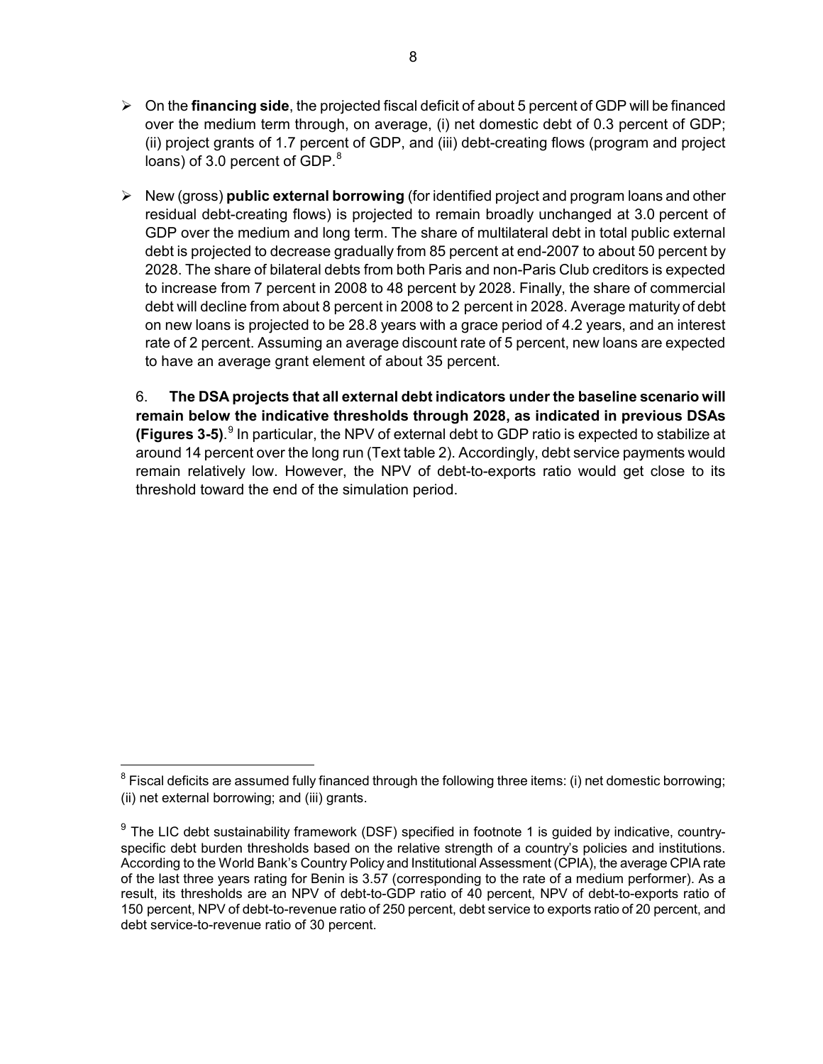- On the **financing side**, the projected fiscal deficit of about 5 percent of GDP will be financed over the medium term through, on average, (i) net domestic debt of 0.3 percent of GDP; (ii) project grants of 1.7 percent of GDP, and (iii) debt-creating flows (program and project loans) of 3.0 percent of GDP.[8]

- New (gross) **public external borrowing** (for identified project and program loans and other residual debt-creating flows) is projected to remain broadly unchanged at 3.0 percent of GDP over the medium and long term. The share of multilateral debt in total public external debt is projected to decrease gradually from 85 percent at end-2007 to about 50 percent by 2028. The share of bilateral debts from both Paris and non-Paris Club creditors is expected to increase from 7 percent in 2008 to 48 percent by 2028. Finally, the share of commercial debt will decline from about 8 percent in 2008 to 2 percent in 2028. Average maturity of debt on new loans is projected to be 28.8 years with a grace period of 4.2 years, and an interest rate of 2 percent. Assuming an average discount rate of 5 percent, new loans are expected to have an average grant element of about 35 percent.

6. **The DSA projects that all external debt indicators under the baseline scenario will remain below the indicative thresholds through 2028, as indicated in previous DSAs (Figures 3-5).**[9] In particular, the NPV of external debt to GDP ratio is expected to stabilize at around 14 percent over the long run (Text table 2). Accordingly, debt service payments would remain relatively low. However, the NPV of debt-to-exports ratio would get close to its threshold toward the end of the simulation period.

---

[8] Fiscal deficits are assumed fully financed through the following three items: (i) net domestic borrowing; (ii) net external borrowing; and (iii) grants.

[9] The LIC debt sustainability framework (DSF) specified in footnote 1 is guided by indicative, country-specific debt burden thresholds based on the relative strength of a country's policies and institutions. According to the World Bank's Country Policy and Institutional Assessment (CPIA), the average CPIA rate of the last three years rating for Benin is 3.57 (corresponding to the rate of a medium performer). As a result, its thresholds are an NPV of debt-to-GDP ratio of 40 percent, NPV of debt-to-exports ratio of 150 percent, NPV of debt-to-revenue ratio of 250 percent, debt service to exports ratio of 20 percent, and debt service-to-revenue ratio of 30 percent.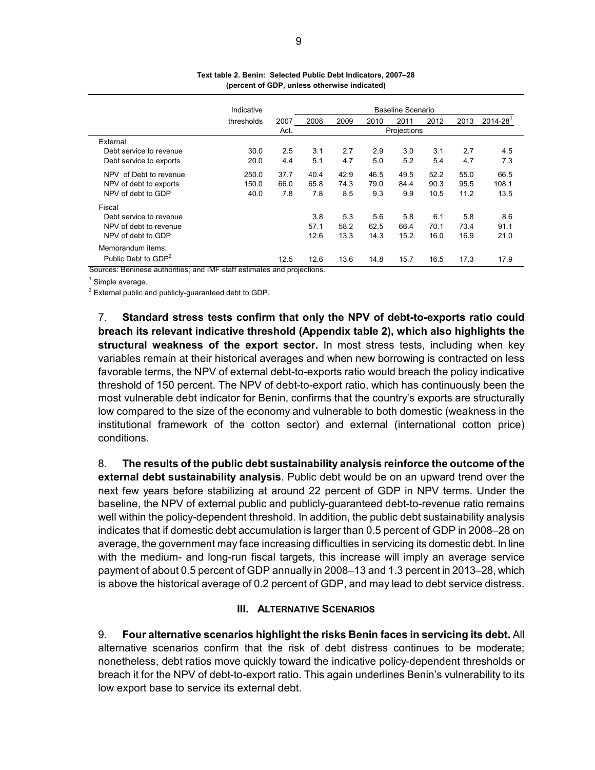**Text table 2. Benin: Selected Public Debt Indicators, 2007–28**
**(percent of GDP, unless otherwise indicated)**

| | Indicative thresholds | 2007 | 2008 | 2009 | 2010 | 2011 | 2012 | 2013 | 2014-28[1] |
|---|---|---|---|---|---|---|---|---|---|
| | | Act. | Projections | | | | | | |
| External | | | | | | | | | |
| Debt service to revenue | 30.0 | 2.5 | 3.1 | 2.7 | 2.9 | 3.0 | 3.1 | 2.7 | 4.5 |
| Debt service to exports | 20.0 | 4.4 | 5.1 | 4.7 | 5.0 | 5.2 | 5.4 | 4.7 | 7.3 |
| NPV of Debt to revenue | 250.0 | 37.7 | 40.4 | 42.9 | 46.5 | 49.5 | 52.2 | 55.0 | 66.5 |
| NPV of debt to exports | 150.0 | 66.0 | 65.8 | 74.3 | 79.0 | 84.4 | 90.3 | 95.5 | 108.1 |
| NPV of debt to GDP | 40.0 | 7.8 | 7.8 | 8.5 | 9.3 | 9.9 | 10.5 | 11.2 | 13.5 |
| Fiscal | | | | | | | | | |
| Debt service to revenue | | | 3.8 | 5.3 | 5.6 | 5.8 | 6.1 | 5.8 | 8.6 |
| NPV of debt to revenue | | | 57.1 | 58.2 | 62.5 | 66.4 | 70.1 | 73.4 | 91.1 |
| NPV of debt to GDP | | | 12.6 | 13.3 | 14.3 | 15.2 | 16.0 | 16.9 | 21.0 |
| Memorandum items: | | | | | | | | | |
| Public Debt to GDP[2] | | 12.5 | 12.6 | 13.6 | 14.8 | 15.7 | 16.5 | 17.3 | 17.9 |

Baseline Scenario covers 2008–2014-28.

Sources: Beninese authorities; and IMF staff estimates and projections.

[1] Simple average.

[2] External public and publicly-guaranteed debt to GDP.

7. **Standard stress tests confirm that only the NPV of debt-to-exports ratio could breach its relevant indicative threshold (Appendix table 2), which also highlights the structural weakness of the export sector.** In most stress tests, including when key variables remain at their historical averages and when new borrowing is contracted on less favorable terms, the NPV of external debt-to-exports ratio would breach the policy indicative threshold of 150 percent. The NPV of debt-to-export ratio, which has continuously been the most vulnerable debt indicator for Benin, confirms that the country's exports are structurally low compared to the size of the economy and vulnerable to both domestic (weakness in the institutional framework of the cotton sector) and external (international cotton price) conditions.

8. **The results of the public debt sustainability analysis reinforce the outcome of the external debt sustainability analysis**. Public debt would be on an upward trend over the next few years before stabilizing at around 22 percent of GDP in NPV terms. Under the baseline, the NPV of external public and publicly-guaranteed debt-to-revenue ratio remains well within the policy-dependent threshold. In addition, the public debt sustainability analysis indicates that if domestic debt accumulation is larger than 0.5 percent of GDP in 2008–28 on average, the government may face increasing difficulties in servicing its domestic debt. In line with the medium- and long-run fiscal targets, this increase will imply an average service payment of about 0.5 percent of GDP annually in 2008–13 and 1.3 percent in 2013–28, which is above the historical average of 0.2 percent of GDP, and may lead to debt service distress.

## III. Alternative Scenarios

9. **Four alternative scenarios highlight the risks Benin faces in servicing its debt.** All alternative scenarios confirm that the risk of debt distress continues to be moderate; nonetheless, debt ratios move quickly toward the indicative policy-dependent thresholds or breach it for the NPV of debt-to-export ratio. This again underlines Benin's vulnerability to its low export base to service its external debt.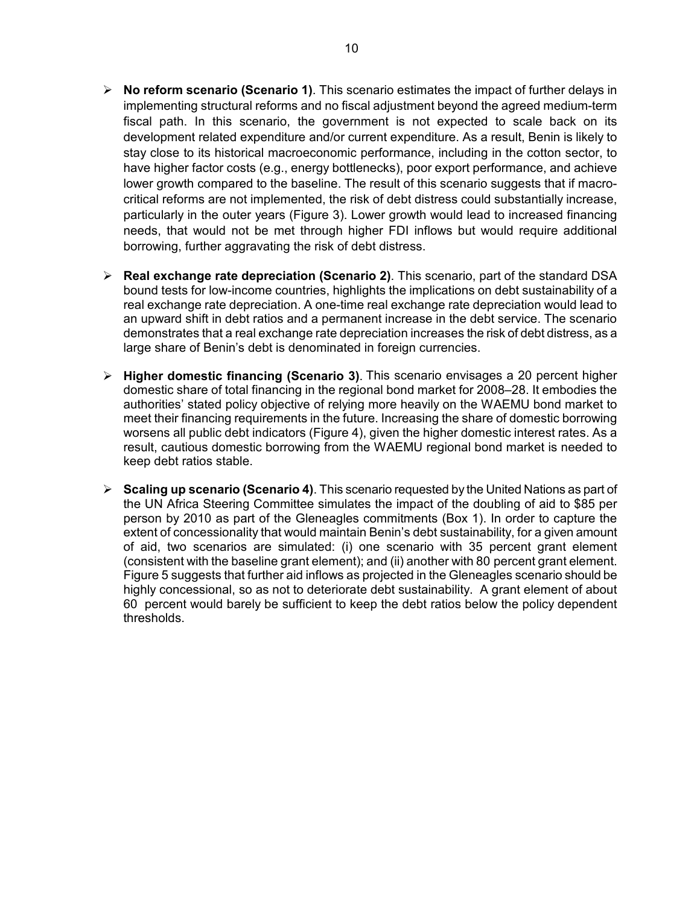- **No reform scenario (Scenario 1)**. This scenario estimates the impact of further delays in implementing structural reforms and no fiscal adjustment beyond the agreed medium-term fiscal path. In this scenario, the government is not expected to scale back on its development related expenditure and/or current expenditure. As a result, Benin is likely to stay close to its historical macroeconomic performance, including in the cotton sector, to have higher factor costs (e.g., energy bottlenecks), poor export performance, and achieve lower growth compared to the baseline. The result of this scenario suggests that if macro-critical reforms are not implemented, the risk of debt distress could substantially increase, particularly in the outer years (Figure 3). Lower growth would lead to increased financing needs, that would not be met through higher FDI inflows but would require additional borrowing, further aggravating the risk of debt distress.

- **Real exchange rate depreciation (Scenario 2)**. This scenario, part of the standard DSA bound tests for low-income countries, highlights the implications on debt sustainability of a real exchange rate depreciation. A one-time real exchange rate depreciation would lead to an upward shift in debt ratios and a permanent increase in the debt service. The scenario demonstrates that a real exchange rate depreciation increases the risk of debt distress, as a large share of Benin's debt is denominated in foreign currencies.

- **Higher domestic financing (Scenario 3)**. This scenario envisages a 20 percent higher domestic share of total financing in the regional bond market for 2008–28. It embodies the authorities' stated policy objective of relying more heavily on the WAEMU bond market to meet their financing requirements in the future. Increasing the share of domestic borrowing worsens all public debt indicators (Figure 4), given the higher domestic interest rates. As a result, cautious domestic borrowing from the WAEMU regional bond market is needed to keep debt ratios stable.

- **Scaling up scenario (Scenario 4)**. This scenario requested by the United Nations as part of the UN Africa Steering Committee simulates the impact of the doubling of aid to \$85 per person by 2010 as part of the Gleneagles commitments (Box 1). In order to capture the extent of concessionality that would maintain Benin's debt sustainability, for a given amount of aid, two scenarios are simulated: (i) one scenario with 35 percent grant element (consistent with the baseline grant element); and (ii) another with 80 percent grant element. Figure 5 suggests that further aid inflows as projected in the Gleneagles scenario should be highly concessional, so as not to deteriorate debt sustainability. A grant element of about 60 percent would barely be sufficient to keep the debt ratios below the policy dependent thresholds.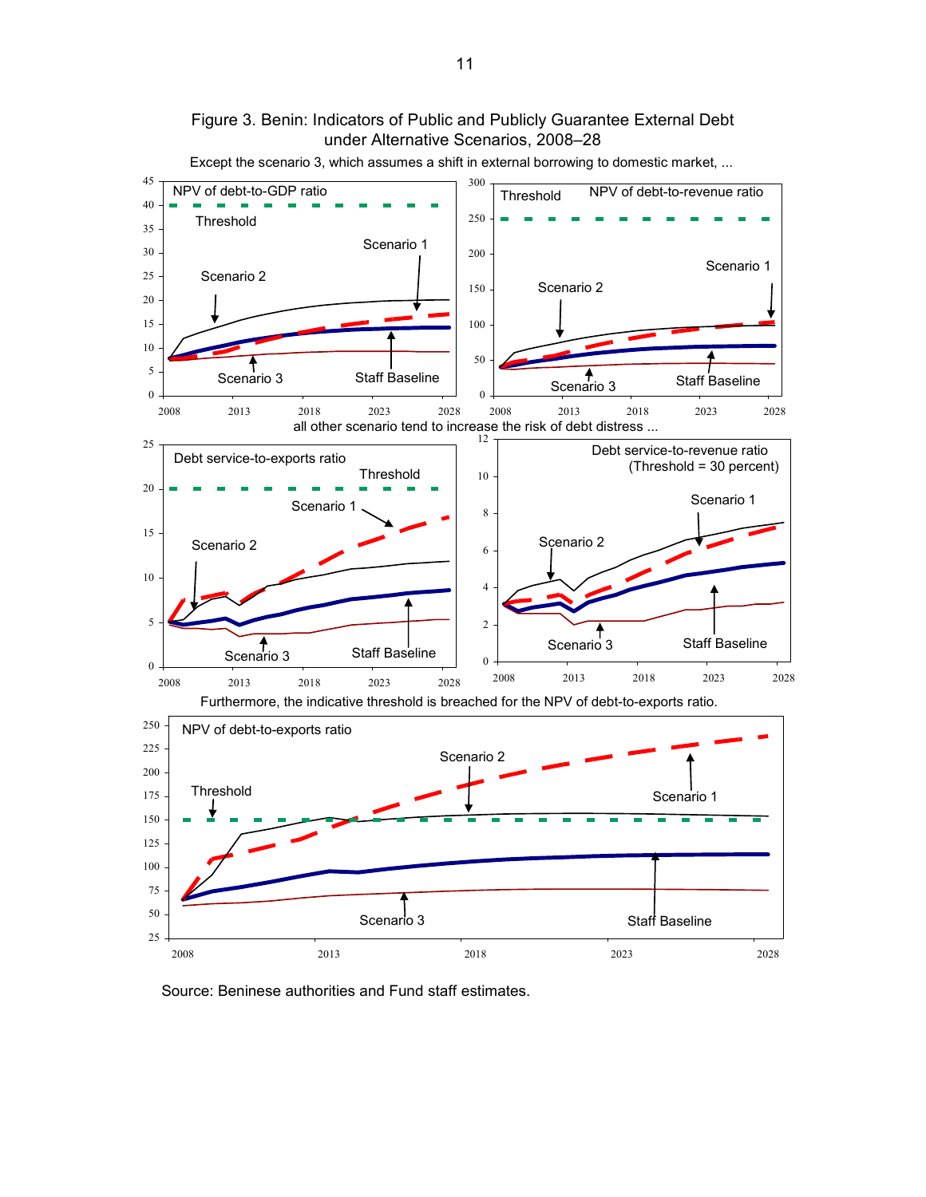Figure 3. Benin: Indicators of Public and Publicly Guarantee External Debt under Alternative Scenarios, 2008–28

Except the scenario 3, which assumes a shift in external borrowing to domestic market, ...

all other scenario tend to increase the risk of debt distress ...

Furthermore, the indicative threshold is breached for the NPV of debt-to-exports ratio.

Source: Beninese authorities and Fund staff estimates.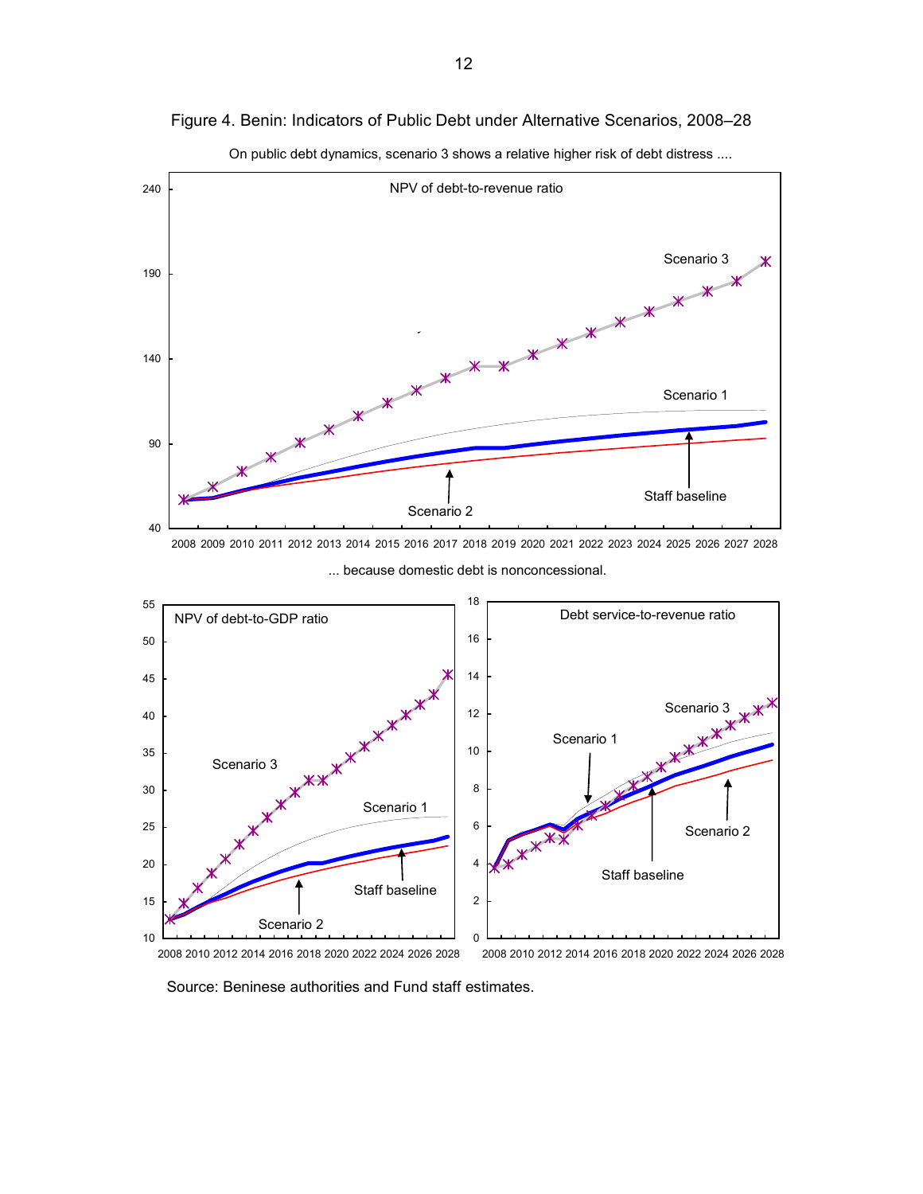Figure 4. Benin: Indicators of Public Debt under Alternative Scenarios, 2008–28

On public debt dynamics, scenario 3 shows a relative higher risk of debt distress ....

NPV of debt-to-revenue ratio

... because domestic debt is nonconcessional.

NPV of debt-to-GDP ratio

Debt service-to-revenue ratio

Source: Beninese authorities and Fund staff estimates.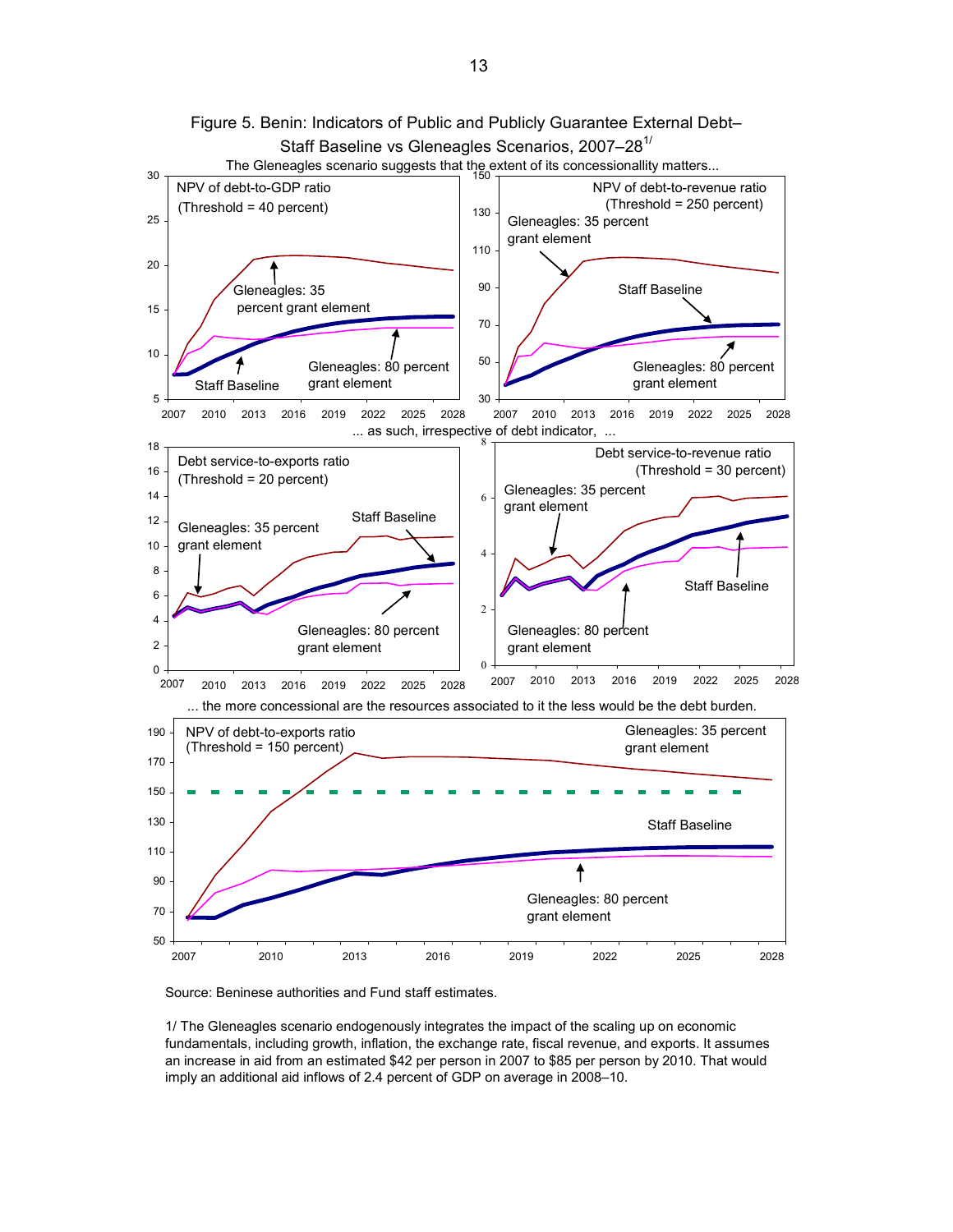# Figure 5. Benin: Indicators of Public and Publicly Guarantee External Debt–Staff Baseline vs Gleneagles Scenarios, 2007–28[1/]

The Gleneagles scenario suggests that the extent of its concessionallity matters...

NPV of debt-to-GDP ratio (Threshold = 40 percent)

NPV of debt-to-revenue ratio (Threshold = 250 percent)

... as such, irrespective of debt indicator, ...

Debt service-to-exports ratio (Threshold = 20 percent)

Debt service-to-revenue ratio (Threshold = 30 percent)

... the more concessional are the resources associated to it the less would be the debt burden.

NPV of debt-to-exports ratio (Threshold = 150 percent)

Source: Beninese authorities and Fund staff estimates.

1/ The Gleneagles scenario endogenously integrates the impact of the scaling up on economic fundamentals, including growth, inflation, the exchange rate, fiscal revenue, and exports. It assumes an increase in aid from an estimated $42 per person in 2007 to $85 per person by 2010. That would imply an additional aid inflows of 2.4 percent of GDP on average in 2008–10.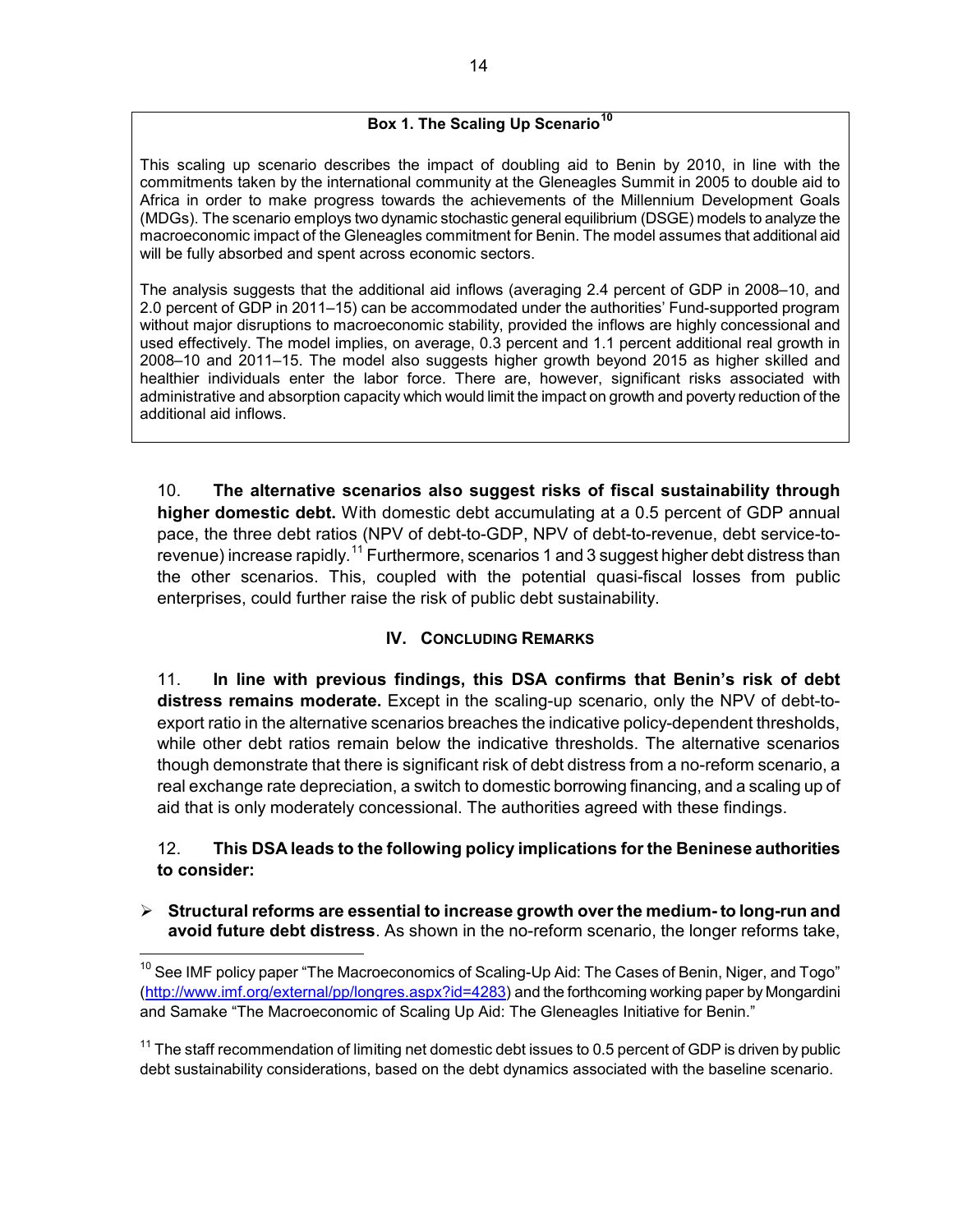**Box 1. The Scaling Up Scenario**[10]

This scaling up scenario describes the impact of doubling aid to Benin by 2010, in line with the commitments taken by the international community at the Gleneagles Summit in 2005 to double aid to Africa in order to make progress towards the achievements of the Millennium Development Goals (MDGs). The scenario employs two dynamic stochastic general equilibrium (DSGE) models to analyze the macroeconomic impact of the Gleneagles commitment for Benin. The model assumes that additional aid will be fully absorbed and spent across economic sectors.

The analysis suggests that the additional aid inflows (averaging 2.4 percent of GDP in 2008–10, and 2.0 percent of GDP in 2011–15) can be accommodated under the authorities' Fund-supported program without major disruptions to macroeconomic stability, provided the inflows are highly concessional and used effectively. The model implies, on average, 0.3 percent and 1.1 percent additional real growth in 2008–10 and 2011–15. The model also suggests higher growth beyond 2015 as higher skilled and healthier individuals enter the labor force. There are, however, significant risks associated with administrative and absorption capacity which would limit the impact on growth and poverty reduction of the additional aid inflows.

10. **The alternative scenarios also suggest risks of fiscal sustainability through higher domestic debt.** With domestic debt accumulating at a 0.5 percent of GDP annual pace, the three debt ratios (NPV of debt-to-GDP, NPV of debt-to-revenue, debt service-to-revenue) increase rapidly.[11] Furthermore, scenarios 1 and 3 suggest higher debt distress than the other scenarios. This, coupled with the potential quasi-fiscal losses from public enterprises, could further raise the risk of public debt sustainability.

## IV. Concluding Remarks

11. **In line with previous findings, this DSA confirms that Benin's risk of debt distress remains moderate.** Except in the scaling-up scenario, only the NPV of debt-to-export ratio in the alternative scenarios breaches the indicative policy-dependent thresholds, while other debt ratios remain below the indicative thresholds. The alternative scenarios though demonstrate that there is significant risk of debt distress from a no-reform scenario, a real exchange rate depreciation, a switch to domestic borrowing financing, and a scaling up of aid that is only moderately concessional. The authorities agreed with these findings.

12. **This DSA leads to the following policy implications for the Beninese authorities to consider:**

- **Structural reforms are essential to increase growth over the medium- to long-run and avoid future debt distress**. As shown in the no-reform scenario, the longer reforms take,

---

[10] See IMF policy paper "The Macroeconomics of Scaling-Up Aid: The Cases of Benin, Niger, and Togo" (http://www.imf.org/external/pp/longres.aspx?id=4283) and the forthcoming working paper by Mongardini and Samake "The Macroeconomic of Scaling Up Aid: The Gleneagles Initiative for Benin."

[11] The staff recommendation of limiting net domestic debt issues to 0.5 percent of GDP is driven by public debt sustainability considerations, based on the debt dynamics associated with the baseline scenario.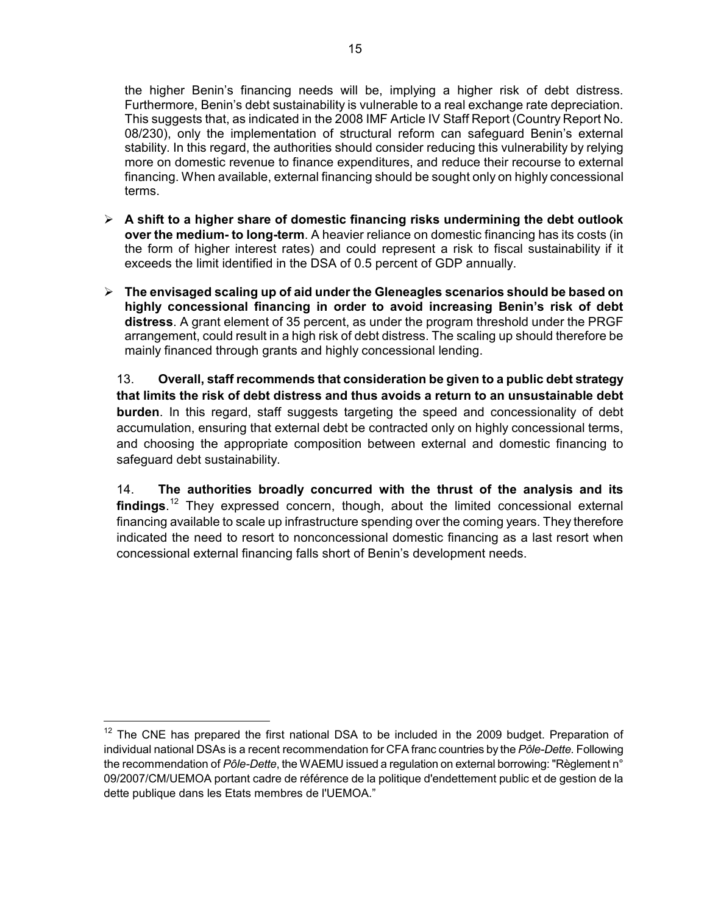the higher Benin's financing needs will be, implying a higher risk of debt distress. Furthermore, Benin's debt sustainability is vulnerable to a real exchange rate depreciation. This suggests that, as indicated in the 2008 IMF Article IV Staff Report (Country Report No. 08/230), only the implementation of structural reform can safeguard Benin's external stability. In this regard, the authorities should consider reducing this vulnerability by relying more on domestic revenue to finance expenditures, and reduce their recourse to external financing. When available, external financing should be sought only on highly concessional terms.

- **A shift to a higher share of domestic financing risks undermining the debt outlook over the medium- to long-term**. A heavier reliance on domestic financing has its costs (in the form of higher interest rates) and could represent a risk to fiscal sustainability if it exceeds the limit identified in the DSA of 0.5 percent of GDP annually.

- **The envisaged scaling up of aid under the Gleneagles scenarios should be based on highly concessional financing in order to avoid increasing Benin's risk of debt distress**. A grant element of 35 percent, as under the program threshold under the PRGF arrangement, could result in a high risk of debt distress. The scaling up should therefore be mainly financed through grants and highly concessional lending.

13. **Overall, staff recommends that consideration be given to a public debt strategy that limits the risk of debt distress and thus avoids a return to an unsustainable debt burden**. In this regard, staff suggests targeting the speed and concessionality of debt accumulation, ensuring that external debt be contracted only on highly concessional terms, and choosing the appropriate composition between external and domestic financing to safeguard debt sustainability.

14. **The authorities broadly concurred with the thrust of the analysis and its findings**.[12] They expressed concern, though, about the limited concessional external financing available to scale up infrastructure spending over the coming years. They therefore indicated the need to resort to nonconcessional domestic financing as a last resort when concessional external financing falls short of Benin's development needs.

---

[12] The CNE has prepared the first national DSA to be included in the 2009 budget. Preparation of individual national DSAs is a recent recommendation for CFA franc countries by the *Pôle-Dette*. Following the recommendation of *Pôle-Dette*, the WAEMU issued a regulation on external borrowing: "Règlement n° 09/2007/CM/UEMOA portant cadre de référence de la politique d'endettement public et de gestion de la dette publique dans les Etats membres de l'UEMOA."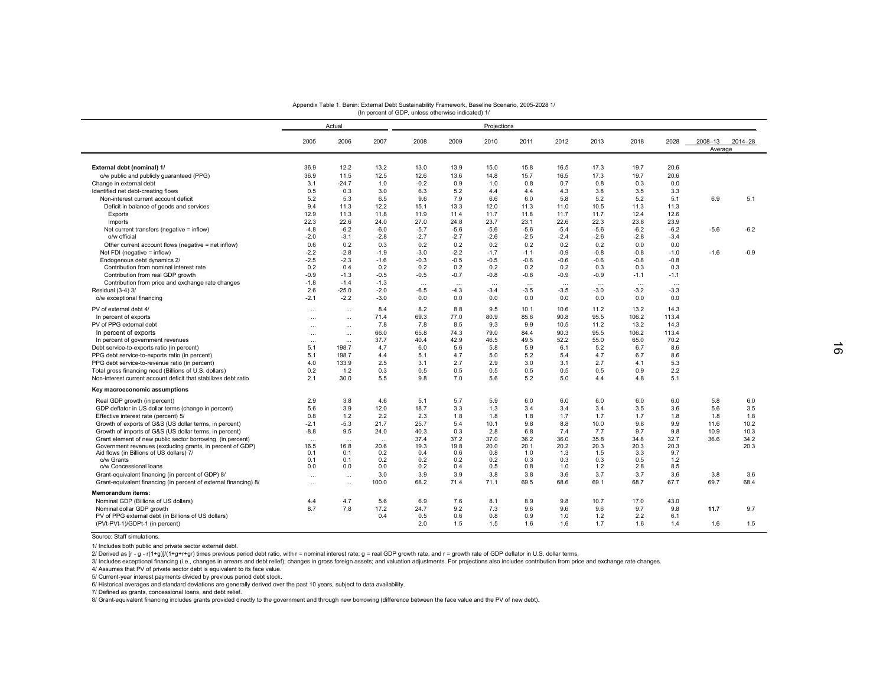Appendix Table 1. Benin: External Debt Sustainability Framework, Baseline Scenario, 2005-2028 1/
(In percent of GDP, unless otherwise indicated) 1/

| | Actual | | | Projections | | | | | | | | | |
|---|---|---|---|---|---|---|---|---|---|---|---|---|---|
| | 2005 | 2006 | 2007 | 2008 | 2009 | 2010 | 2011 | 2012 | 2013 | 2018 | 2028 | 2008–13 | 2014–28 |
| | | | | | | | | | | | | Average | |
| **External debt (nominal) 1/** | 36.9 | 12.2 | 13.2 | 13.0 | 13.9 | 15.0 | 15.8 | 16.5 | 17.3 | 19.7 | 20.6 | | |
| o/w public and publicly guaranteed (PPG) | 36.9 | 11.5 | 12.5 | 12.6 | 13.6 | 14.8 | 15.7 | 16.5 | 17.3 | 19.7 | 20.6 | | |
| Change in external debt | 3.1 | -24.7 | 1.0 | -0.2 | 0.9 | 1.0 | 0.8 | 0.7 | 0.8 | 0.3 | 0.0 | | |
| Identified net debt-creating flows | 0.5 | 0.3 | 3.0 | 6.3 | 5.2 | 4.4 | 4.4 | 4.3 | 3.8 | 3.5 | 3.3 | | |
| Non-interest current account deficit | 5.2 | 5.3 | 6.5 | 9.6 | 7.9 | 6.6 | 6.0 | 5.8 | 5.2 | 5.2 | 5.1 | 6.9 | 5.1 |
| Deficit in balance of goods and services | 9.4 | 11.3 | 12.2 | 15.1 | 13.3 | 12.0 | 11.3 | 11.0 | 10.5 | 11.3 | 11.3 | | |
| Exports | 12.9 | 11.3 | 11.8 | 11.9 | 11.4 | 11.7 | 11.8 | 11.7 | 11.7 | 12.4 | 12.6 | | |
| Imports | 22.3 | 22.6 | 24.0 | 27.0 | 24.8 | 23.7 | 23.1 | 22.6 | 22.3 | 23.8 | 23.9 | | |
| Net current transfers (negative = inflow) | -4.8 | -6.2 | -6.0 | -5.7 | -5.6 | -5.6 | -5.6 | -5.4 | -5.6 | -6.2 | -6.2 | -5.6 | -6.2 |
| o/w official | -2.0 | -3.1 | -2.8 | -2.7 | -2.7 | -2.6 | -2.5 | -2.4 | -2.6 | -2.8 | -3.4 | | |
| Other current account flows (negative = net inflow) | 0.6 | 0.2 | 0.3 | 0.2 | 0.2 | 0.2 | 0.2 | 0.2 | 0.2 | 0.0 | 0.0 | | |
| Net FDI (negative = inflow) | -2.2 | -2.8 | -1.9 | -3.0 | -2.2 | -1.7 | -1.1 | -0.9 | -0.8 | -0.8 | -1.0 | -1.6 | -0.9 |
| Endogenous debt dynamics 2/ | -2.5 | -2.3 | -1.6 | -0.3 | -0.5 | -0.5 | -0.6 | -0.6 | -0.6 | -0.8 | -0.8 | | |
| Contribution from nominal interest rate | 0.2 | 0.4 | 0.2 | 0.2 | 0.2 | 0.2 | 0.2 | 0.2 | 0.3 | 0.3 | 0.3 | | |
| Contribution from real GDP growth | -0.9 | -1.3 | -0.5 | -0.5 | -0.7 | -0.8 | -0.8 | -0.9 | -0.9 | -1.1 | -1.1 | | |
| Contribution from price and exchange rate changes | -1.8 | -1.4 | -1.3 | ... | ... | ... | ... | ... | ... | ... | ... | | |
| Residual (3-4) 3/ | 2.6 | -25.0 | -2.0 | -6.5 | -4.3 | -3.4 | -3.5 | -3.5 | -3.0 | -3.2 | -3.3 | | |
| o/w exceptional financing | -2.1 | -2.2 | -3.0 | 0.0 | 0.0 | 0.0 | 0.0 | 0.0 | 0.0 | 0.0 | 0.0 | | |
| PV of external debt 4/ | ... | ... | 8.4 | 8.2 | 8.8 | 9.5 | 10.1 | 10.6 | 11.2 | 13.2 | 14.3 | | |
| In percent of exports | ... | ... | 71.4 | 69.3 | 77.0 | 80.9 | 85.6 | 90.8 | 95.5 | 106.2 | 113.4 | | |
| PV of PPG external debt | ... | ... | 7.8 | 7.8 | 8.5 | 9.3 | 9.9 | 10.5 | 11.2 | 13.2 | 14.3 | | |
| In percent of exports | ... | ... | 66.0 | 65.8 | 74.3 | 79.0 | 84.4 | 90.3 | 95.5 | 106.2 | 113.4 | | |
| In percent of government revenues | ... | ... | 37.7 | 40.4 | 42.9 | 46.5 | 49.5 | 52.2 | 55.0 | 65.0 | 70.2 | | |
| Debt service-to-exports ratio (in percent) | 5.1 | 198.7 | 4.7 | 6.0 | 5.6 | 5.8 | 5.9 | 6.1 | 5.2 | 6.7 | 8.6 | | |
| PPG debt service-to-exports ratio (in percent) | 5.1 | 198.7 | 4.4 | 5.1 | 4.7 | 5.0 | 5.2 | 5.4 | 4.7 | 6.7 | 8.6 | | |
| PPG debt service-to-revenue ratio (in percent) | 4.0 | 133.9 | 2.5 | 3.1 | 2.7 | 2.9 | 3.0 | 3.1 | 2.7 | 4.1 | 5.3 | | |
| Total gross financing need (Billions of U.S. dollars) | 0.2 | 1.2 | 0.3 | 0.5 | 0.5 | 0.5 | 0.5 | 0.5 | 0.5 | 0.9 | 2.2 | | |
| Non-interest current account deficit that stabilizes debt ratio | 2.1 | 30.0 | 5.5 | 9.8 | 7.0 | 5.6 | 5.2 | 5.0 | 4.4 | 4.8 | 5.1 | | |
| **Key macroeconomic assumptions** | | | | | | | | | | | | | |
| Real GDP growth (in percent) | 2.9 | 3.8 | 4.6 | 5.1 | 5.7 | 5.9 | 6.0 | 6.0 | 6.0 | 6.0 | 6.0 | 5.8 | 6.0 |
| GDP deflator in US dollar terms (change in percent) | 5.6 | 3.9 | 12.0 | 18.7 | 3.3 | 1.3 | 3.4 | 3.4 | 3.4 | 3.5 | 3.6 | 5.6 | 3.5 |
| Effective interest rate (percent) 5/ | 0.8 | 1.2 | 2.2 | 2.3 | 1.8 | 1.8 | 1.8 | 1.7 | 1.7 | 1.7 | 1.8 | 1.8 | 1.8 |
| Growth of exports of G&S (US dollar terms, in percent) | -2.1 | -5.3 | 21.7 | 25.7 | 5.4 | 10.1 | 9.8 | 8.8 | 10.0 | 9.8 | 9.9 | 11.6 | 10.2 |
| Growth of imports of G&S (US dollar terms, in percent) | -8.8 | 9.5 | 24.0 | 40.3 | 0.3 | 2.8 | 6.8 | 7.4 | 7.7 | 9.7 | 9.8 | 10.9 | 10.3 |
| Grant element of new public sector borrowing (in percent) | ... | ... | ... | 37.4 | 37.2 | 37.0 | 36.2 | 36.0 | 35.8 | 34.8 | 32.7 | 36.6 | 34.2 |
| Government revenues (excluding grants, in percent of GDP) | 16.5 | 16.8 | 20.6 | 19.3 | 19.8 | 20.0 | 20.1 | 20.2 | 20.3 | 20.3 | 20.3 | | 20.3 |
| Aid flows (in Billions of US dollars) 7/ | 0.1 | 0.1 | 0.2 | 0.4 | 0.6 | 0.8 | 1.0 | 1.3 | 1.5 | 3.3 | 9.7 | | |
| o/w Grants | 0.1 | 0.1 | 0.2 | 0.2 | 0.2 | 0.2 | 0.3 | 0.3 | 0.3 | 0.5 | 1.2 | | |
| o/w Concessional loans | 0.0 | 0.0 | 0.0 | 0.2 | 0.4 | 0.5 | 0.8 | 1.0 | 1.2 | 2.8 | 8.5 | | |
| Grant-equivalent financing (in percent of GDP) 8/ | ... | ... | 3.0 | 3.9 | 3.9 | 3.8 | 3.8 | 3.6 | 3.7 | 3.7 | 3.6 | 3.8 | 3.6 |
| Grant-equivalent financing (in percent of external financing) 8/ | ... | ... | 100.0 | 68.2 | 71.4 | 71.1 | 69.5 | 68.6 | 69.1 | 68.7 | 67.7 | 69.7 | 68.4 |
| **Memorandum items:** | | | | | | | | | | | | | |
| Nominal GDP (Billions of US dollars) | 4.4 | 4.7 | 5.6 | 6.9 | 7.6 | 8.1 | 8.9 | 9.8 | 10.7 | 17.0 | 43.0 | | |
| Nominal dollar GDP growth | 8.7 | 7.8 | 17.2 | 24.7 | 9.2 | 7.3 | 9.6 | 9.6 | 9.6 | 9.7 | 9.8 | **11.7** | 9.7 |
| PV of PPG external debt (in Billions of US dollars) | | | 0.4 | 0.5 | 0.6 | 0.8 | 0.9 | 1.0 | 1.2 | 2.2 | 6.1 | | |
| (PVt-PVt-1)/GDPt-1 (in percent) | | | | 2.0 | 1.5 | 1.5 | 1.6 | 1.6 | 1.7 | 1.6 | 1.4 | 1.6 | 1.5 |

Source: Staff simulations.

1/ Includes both public and private sector external debt.

2/ Derived as [r - g - r(1+g)]/(1+g+r+gr) times previous period debt ratio, with r = nominal interest rate; g = real GDP growth rate, and r = growth rate of GDP deflator in U.S. dollar terms.

3/ Includes exceptional financing (i.e., changes in arrears and debt relief); changes in gross foreign assets; and valuation adjustments. For projections also includes contribution from price and exchange rate changes.

4/ Assumes that PV of private sector debt is equivalent to its face value.

5/ Current-year interest payments divided by previous period debt stock.

6/ Historical averages and standard deviations are generally derived over the past 10 years, subject to data availability.

7/ Defined as grants, concessional loans, and debt relief.

8/ Grant-equivalent financing includes grants provided directly to the government and through new borrowing (difference between the face value and the PV of new debt).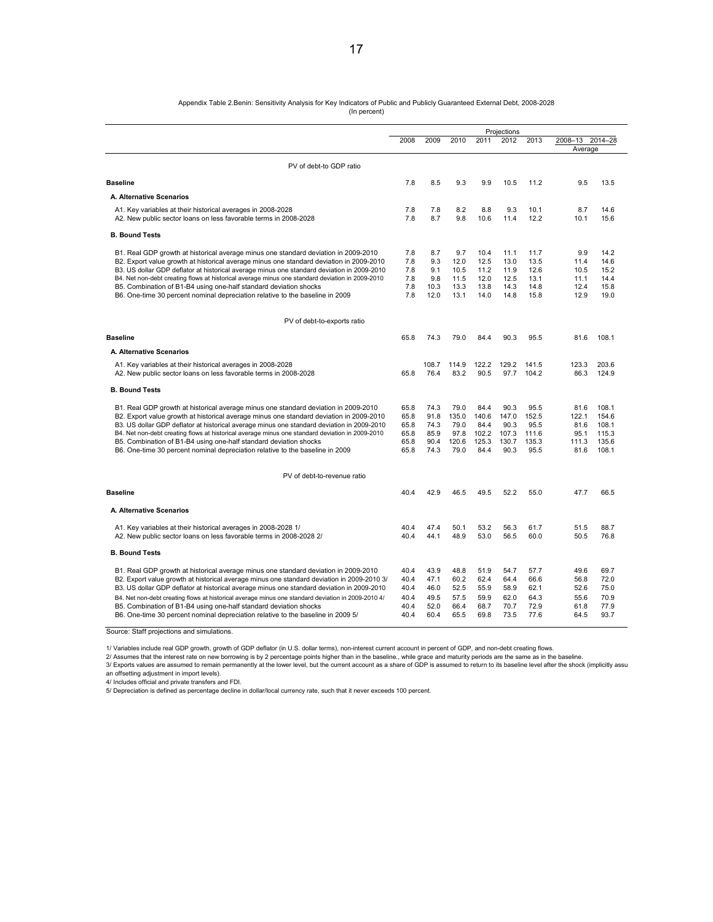Appendix Table 2.Benin: Sensitivity Analysis for Key Indicators of Public and Publicly Guaranteed External Debt, 2008-2028

(In percent)

| | | | | Projections | | | | |
|---|---|---|---|---|---|---|---|---|
| | 2008 | 2009 | 2010 | 2011 | 2012 | 2013 | 2008–13 Average | 2014–28 Average |
| **PV of debt-to GDP ratio** | | | | | | | | |
| **Baseline** | 7.8 | 8.5 | 9.3 | 9.9 | 10.5 | 11.2 | 9.5 | 13.5 |
| **A. Alternative Scenarios** | | | | | | | | |
| A1. Key variables at their historical averages in 2008-2028 | 7.8 | 7.8 | 8.2 | 8.8 | 9.3 | 10.1 | 8.7 | 14.6 |
| A2. New public sector loans on less favorable terms in 2008-2028 | 7.8 | 8.7 | 9.8 | 10.6 | 11.4 | 12.2 | 10.1 | 15.6 |
| **B. Bound Tests** | | | | | | | | |
| B1. Real GDP growth at historical average minus one standard deviation in 2009-2010 | 7.8 | 8.7 | 9.7 | 10.4 | 11.1 | 11.7 | 9.9 | 14.2 |
| B2. Export value growth at historical average minus one standard deviation in 2009-2010 | 7.8 | 9.3 | 12.0 | 12.5 | 13.0 | 13.5 | 11.4 | 14.6 |
| B3. US dollar GDP deflator at historical average minus one standard deviation in 2009-2010 | 7.8 | 9.1 | 10.5 | 11.2 | 11.9 | 12.6 | 10.5 | 15.2 |
| B4. Net non-debt creating flows at historical average minus one standard deviation in 2009-2010 | 7.8 | 9.8 | 11.5 | 12.0 | 12.5 | 13.1 | 11.1 | 14.4 |
| B5. Combination of B1-B4 using one-half standard deviation shocks | 7.8 | 10.3 | 13.3 | 13.8 | 14.3 | 14.8 | 12.4 | 15.8 |
| B6. One-time 30 percent nominal depreciation relative to the baseline in 2009 | 7.8 | 12.0 | 13.1 | 14.0 | 14.8 | 15.8 | 12.9 | 19.0 |
| **PV of debt-to-exports ratio** | | | | | | | | |
| **Baseline** | 65.8 | 74.3 | 79.0 | 84.4 | 90.3 | 95.5 | 81.6 | 108.1 |
| **A. Alternative Scenarios** | | | | | | | | |
| A1. Key variables at their historical averages in 2008-2028 | | 108.7 | 114.9 | 122.2 | 129.2 | 141.5 | 123.3 | 203.6 |
| A2. New public sector loans on less favorable terms in 2008-2028 | 65.8 | 76.4 | 83.2 | 90.5 | 97.7 | 104.2 | 86.3 | 124.9 |
| **B. Bound Tests** | | | | | | | | |
| B1. Real GDP growth at historical average minus one standard deviation in 2009-2010 | 65.8 | 74.3 | 79.0 | 84.4 | 90.3 | 95.5 | 81.6 | 108.1 |
| B2. Export value growth at historical average minus one standard deviation in 2009-2010 | 65.8 | 91.8 | 135.0 | 140.6 | 147.0 | 152.5 | 122.1 | 154.6 |
| B3. US dollar GDP deflator at historical average minus one standard deviation in 2009-2010 | 65.8 | 74.3 | 79.0 | 84.4 | 90.3 | 95.5 | 81.6 | 108.1 |
| B4. Net non-debt creating flows at historical average minus one standard deviation in 2009-2010 | 65.8 | 85.9 | 97.8 | 102.2 | 107.3 | 111.6 | 95.1 | 115.3 |
| B5. Combination of B1-B4 using one-half standard deviation shocks | 65.8 | 90.4 | 120.6 | 125.3 | 130.7 | 135.3 | 111.3 | 135.6 |
| B6. One-time 30 percent nominal depreciation relative to the baseline in 2009 | 65.8 | 74.3 | 79.0 | 84.4 | 90.3 | 95.5 | 81.6 | 108.1 |
| **PV of debt-to-revenue ratio** | | | | | | | | |
| **Baseline** | 40.4 | 42.9 | 46.5 | 49.5 | 52.2 | 55.0 | 47.7 | 66.5 |
| **A. Alternative Scenarios** | | | | | | | | |
| A1. Key variables at their historical averages in 2008-2028 1/ | 40.4 | 47.4 | 50.1 | 53.2 | 56.3 | 61.7 | 51.5 | 88.7 |
| A2. New public sector loans on less favorable terms in 2008-2028 2/ | 40.4 | 44.1 | 48.9 | 53.0 | 56.5 | 60.0 | 50.5 | 76.8 |
| **B. Bound Tests** | | | | | | | | |
| B1. Real GDP growth at historical average minus one standard deviation in 2009-2010 | 40.4 | 43.9 | 48.8 | 51.9 | 54.7 | 57.7 | 49.6 | 69.7 |
| B2. Export value growth at historical average minus one standard deviation in 2009-2010 3/ | 40.4 | 47.1 | 60.2 | 62.4 | 64.4 | 66.6 | 56.8 | 72.0 |
| B3. US dollar GDP deflator at historical average minus one standard deviation in 2009-2010 | 40.4 | 46.0 | 52.5 | 55.9 | 58.9 | 62.1 | 52.6 | 75.0 |
| B4. Net non-debt creating flows at historical average minus one standard deviation in 2009-2010 4/ | 40.4 | 49.5 | 57.5 | 59.9 | 62.0 | 64.3 | 55.6 | 70.9 |
| B5. Combination of B1-B4 using one-half standard deviation shocks | 40.4 | 52.0 | 66.4 | 68.7 | 70.7 | 72.9 | 61.8 | 77.9 |
| B6. One-time 30 percent nominal depreciation relative to the baseline in 2009 5/ | 40.4 | 60.4 | 65.5 | 69.8 | 73.5 | 77.6 | 64.5 | 93.7 |

Source: Staff projections and simulations.

1/ Variables include real GDP growth, growth of GDP deflator (in U.S. dollar terms), non-interest current account in percent of GDP, and non-debt creating flows.

2/ Assumes that the interest rate on new borrowing is by 2 percentage points higher than in the baseline., while grace and maturity periods are the same as in the baseline.

3/ Exports values are assumed to remain permanently at the lower level, but the current account as a share of GDP is assumed to return to its baseline level after the shock (implicitly assu an offsetting adjustment in import levels).

4/ Includes official and private transfers and FDI.

5/ Depreciation is defined as percentage decline in dollar/local currency rate, such that it never exceeds 100 percent.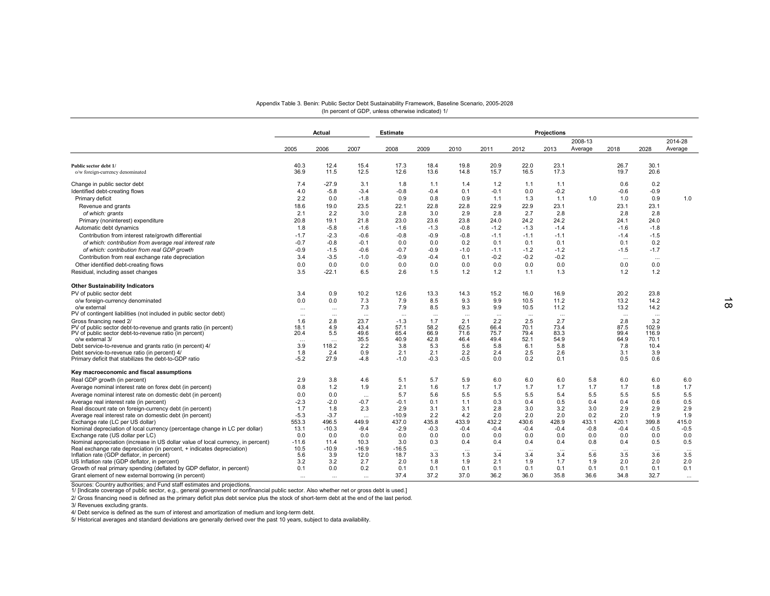Appendix Table 3. Benin: Public Sector Debt Sustainability Framework, Baseline Scenario, 2005-2028
(In percent of GDP, unless otherwise indicated) 1/

| | Actual | | | Estimate | Projections | | | | | | | | |
|---|---|---|---|---|---|---|---|---|---|---|---|---|---|
| | 2005 | 2006 | 2007 | 2008 | 2009 | 2010 | 2011 | 2012 | 2013 | 2008-13 Average | 2018 | 2028 | 2014-28 Average |
| **Public sector debt 1/** | 40.3 | 12.4 | 15.4 | 17.3 | 18.4 | 19.8 | 20.9 | 22.0 | 23.1 | | 26.7 | 30.1 | |
| o/w foreign-currency denominated | 36.9 | 11.5 | 12.5 | 12.6 | 13.6 | 14.8 | 15.7 | 16.5 | 17.3 | | 19.7 | 20.6 | |
| Change in public sector debt | 7.4 | -27.9 | 3.1 | 1.8 | 1.1 | 1.4 | 1.2 | 1.1 | 1.1 | | 0.6 | 0.2 | |
| Identified debt-creating flows | 4.0 | -5.8 | -3.4 | -0.8 | -0.4 | 0.1 | -0.1 | 0.0 | -0.2 | | -0.6 | -0.9 | |
| Primary deficit | 2.2 | 0.0 | -1.8 | 0.9 | 0.8 | 0.9 | 1.1 | 1.3 | 1.1 | 1.0 | 1.0 | 0.9 | 1.0 |
| Revenue and grants | 18.6 | 19.0 | 23.5 | 22.1 | 22.8 | 22.8 | 22.9 | 22.9 | 23.1 | | 23.1 | 23.1 | |
| *of which: grants* | 2.1 | 2.2 | 3.0 | 2.8 | 3.0 | 2.9 | 2.8 | 2.7 | 2.8 | | 2.8 | 2.8 | |
| Primary (noninterest) expenditure | 20.8 | 19.1 | 21.8 | 23.0 | 23.6 | 23.8 | 24.0 | 24.2 | 24.2 | | 24.1 | 24.0 | |
| Automatic debt dynamics | 1.8 | -5.8 | -1.6 | -1.6 | -1.3 | -0.8 | -1.2 | -1.3 | -1.4 | | -1.6 | -1.8 | |
| Contribution from interest rate/growth differential | -1.7 | -2.3 | -0.6 | -0.8 | -0.9 | -0.8 | -1.1 | -1.1 | -1.1 | | -1.4 | -1.5 | |
| *of which: contribution from average real interest rate* | -0.7 | -0.8 | -0.1 | 0.0 | 0.0 | 0.2 | 0.1 | 0.1 | 0.1 | | 0.1 | 0.2 | |
| *of which: contribution from real GDP growth* | -0.9 | -1.5 | -0.6 | -0.7 | -0.9 | -1.0 | -1.1 | -1.2 | -1.2 | | -1.5 | -1.7 | |
| Contribution from real exchange rate depreciation | 3.4 | -3.5 | -1.0 | -0.9 | -0.4 | 0.1 | -0.2 | -0.2 | -0.2 | | ... | ... | |
| Other identified debt-creating flows | 0.0 | 0.0 | 0.0 | 0.0 | 0.0 | 0.0 | 0.0 | 0.0 | 0.0 | | 0.0 | 0.0 | |
| Residual, including asset changes | 3.5 | -22.1 | 6.5 | 2.6 | 1.5 | 1.2 | 1.2 | 1.1 | 1.3 | | 1.2 | 1.2 | |
| **Other Sustainability Indicators** | | | | | | | | | | | | | |
| PV of public sector debt | 3.4 | 0.9 | 10.2 | 12.6 | 13.3 | 14.3 | 15.2 | 16.0 | 16.9 | | 20.2 | 23.8 | |
| o/w foreign-currency denominated | 0.0 | 0.0 | 7.3 | 7.9 | 8.5 | 9.3 | 9.9 | 10.5 | 11.2 | | 13.2 | 14.2 | |
| o/w external | ... | ... | 7.3 | 7.9 | 8.5 | 9.3 | 9.9 | 10.5 | 11.2 | | 13.2 | 14.2 | |
| PV of contingent liabilities (not included in public sector debt) | ... | ... | ... | ... | ... | ... | ... | ... | ... | | ... | ... | |
| Gross financing need 2/ | 1.6 | 2.8 | 23.7 | -1.3 | 1.7 | 2.1 | 2.2 | 2.5 | 2.7 | | 2.8 | 3.2 | |
| PV of public sector debt-to-revenue and grants ratio (in percent) | 18.1 | 4.9 | 43.4 | 57.1 | 58.2 | 62.5 | 66.4 | 70.1 | 73.4 | | 87.5 | 102.9 | |
| PV of public sector debt-to-revenue ratio (in percent) | 20.4 | 5.5 | 49.6 | 65.4 | 66.9 | 71.6 | 75.7 | 79.4 | 83.3 | | 99.4 | 116.9 | |
| o/w external 3/ | ... | ... | 35.5 | 40.9 | 42.8 | 46.4 | 49.4 | 52.1 | 54.9 | | 64.9 | 70.1 | |
| Debt service-to-revenue and grants ratio (in percent) 4/ | 3.9 | 118.2 | 2.2 | 3.8 | 5.3 | 5.6 | 5.8 | 6.1 | 5.8 | | 7.8 | 10.4 | |
| Debt service-to-revenue ratio (in percent) 4/ | 1.8 | 2.4 | 0.9 | 2.1 | 2.1 | 2.2 | 2.4 | 2.5 | 2.6 | | 3.1 | 3.9 | |
| Primary deficit that stabilizes the debt-to-GDP ratio | -5.2 | 27.9 | -4.8 | -1.0 | -0.3 | -0.5 | 0.0 | 0.2 | 0.1 | | 0.5 | 0.6 | |
| **Key macroeconomic and fiscal assumptions** | | | | | | | | | | | | | |
| Real GDP growth (in percent) | 2.9 | 3.8 | 4.6 | 5.1 | 5.7 | 5.9 | 6.0 | 6.0 | 6.0 | 5.8 | 6.0 | 6.0 | 6.0 |
| Average nominal interest rate on forex debt (in percent) | 0.8 | 1.2 | 1.9 | 2.1 | 1.6 | 1.7 | 1.7 | 1.7 | 1.7 | 1.7 | 1.7 | 1.8 | 1.7 |
| Average nominal interest rate on domestic debt (in percent) | 0.0 | 0.0 | ... | 5.7 | 5.6 | 5.5 | 5.5 | 5.5 | 5.4 | 5.5 | 5.5 | 5.5 | 5.5 |
| Average real interest rate (in percent) | -2.3 | -2.0 | -0.7 | -0.1 | 0.1 | 1.1 | 0.3 | 0.4 | 0.5 | 0.4 | 0.4 | 0.6 | 0.5 |
| Real discount rate on foreign-currency debt (in percent) | 1.7 | 1.8 | 2.3 | 2.9 | 3.1 | 3.1 | 2.8 | 3.0 | 3.2 | 3.0 | 2.9 | 2.9 | 2.9 |
| Average real interest rate on domestic debt (in percent) | -5.3 | -3.7 | ... | -10.9 | 2.2 | 4.2 | 2.0 | 2.0 | 2.0 | 0.2 | 2.0 | 1.9 | 1.9 |
| Exchange rate (LC per US dollar) | 553.3 | 496.5 | 449.9 | 437.0 | 435.8 | 433.9 | 432.2 | 430.6 | 428.9 | 433.1 | 420.1 | 399.8 | 415.0 |
| Nominal depreciation of local currency (percentage change in LC per dollar) | 13.1 | -10.3 | -9.4 | -2.9 | -0.3 | -0.4 | -0.4 | -0.4 | -0.4 | -0.8 | -0.4 | -0.5 | -0.5 |
| Exchange rate (US dollar per LC) | 0.0 | 0.0 | 0.0 | 0.0 | 0.0 | 0.0 | 0.0 | 0.0 | 0.0 | 0.0 | 0.0 | 0.0 | 0.0 |
| Nominal appreciation (increase in US dollar value of local currency, in percent) | -11.6 | 11.4 | 10.3 | 3.0 | 0.3 | 0.4 | 0.4 | 0.4 | 0.4 | 0.8 | 0.4 | 0.5 | 0.5 |
| Real exchange rate depreciation (in percent, + indicates depreciation) | 10.5 | -10.9 | -16.9 | -16.5 | ... | ... | ... | ... | ... | ... | ... | ... | ... |
| Inflation rate (GDP deflator, in percent) | 5.6 | 3.9 | 12.0 | 18.7 | 3.3 | 1.3 | 3.4 | 3.4 | 3.4 | 5.6 | 3.5 | 3.6 | 3.5 |
| US Inflation rate (GDP deflator, in percent) | 3.2 | 3.2 | 2.7 | 2.0 | 1.8 | 1.9 | 2.1 | 1.9 | 1.7 | 1.9 | 2.0 | 2.0 | 2.0 |
| Growth of real primary spending (deflated by GDP deflator, in percent) | 0.1 | 0.0 | 0.2 | 0.1 | 0.1 | 0.1 | 0.1 | 0.1 | 0.1 | 0.1 | 0.1 | 0.1 | 0.1 |
| Grant element of new external borrowing (in percent) | ... | ... | ... | 37.4 | 37.2 | 37.0 | 36.2 | 36.0 | 35.8 | 36.6 | 34.8 | 32.7 | ... |

Sources: Country authorities; and Fund staff estimates and projections.

1/ [Indicate coverage of public sector, e.g., general government or nonfinancial public sector. Also whether net or gross debt is used.]

2/ Gross financing need is defined as the primary deficit plus debt service plus the stock of short-term debt at the end of the last period.

3/ Revenues excluding grants.

4/ Debt service is defined as the sum of interest and amortization of medium and long-term debt.

5/ Historical averages and standard deviations are generally derived over the past 10 years, subject to data availability.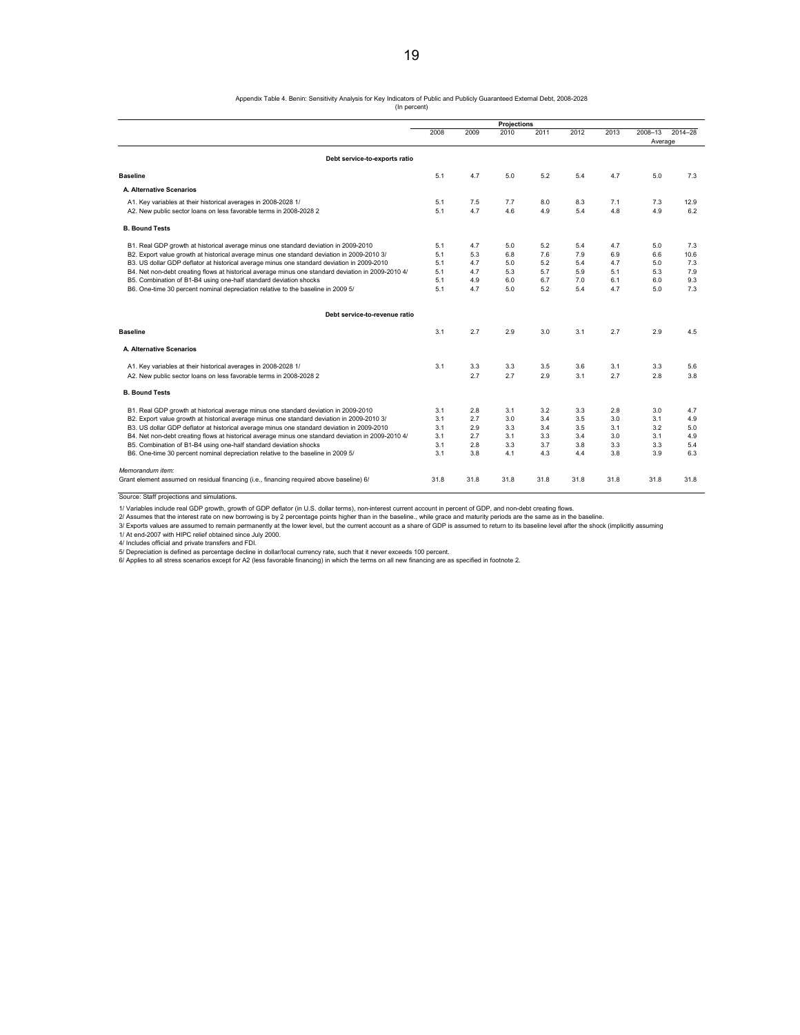Appendix Table 4. Benin: Sensitivity Analysis for Key Indicators of Public and Publicly Guaranteed External Debt, 2008-2028
(In percent)

| | Projections | | | | | | | |
|---|---|---|---|---|---|---|---|---|
| | 2008 | 2009 | 2010 | 2011 | 2012 | 2013 | 2008–13 Average | 2014–28 |
| **Debt service-to-exports ratio** | | | | | | | | |
| **Baseline** | 5.1 | 4.7 | 5.0 | 5.2 | 5.4 | 4.7 | 5.0 | 7.3 |
| **A. Alternative Scenarios** | | | | | | | | |
| A1. Key variables at their historical averages in 2008-2028 1/ | 5.1 | 7.5 | 7.7 | 8.0 | 8.3 | 7.1 | 7.3 | 12.9 |
| A2. New public sector loans on less favorable terms in 2008-2028 2 | 5.1 | 4.7 | 4.6 | 4.9 | 5.4 | 4.8 | 4.9 | 6.2 |
| **B. Bound Tests** | | | | | | | | |
| B1. Real GDP growth at historical average minus one standard deviation in 2009-2010 | 5.1 | 4.7 | 5.0 | 5.2 | 5.4 | 4.7 | 5.0 | 7.3 |
| B2. Export value growth at historical average minus one standard deviation in 2009-2010 3/ | 5.1 | 5.3 | 6.8 | 7.6 | 7.9 | 6.9 | 6.6 | 10.6 |
| B3. US dollar GDP deflator at historical average minus one standard deviation in 2009-2010 | 5.1 | 4.7 | 5.0 | 5.2 | 5.4 | 4.7 | 5.0 | 7.3 |
| B4. Net non-debt creating flows at historical average minus one standard deviation in 2009-2010 4/ | 5.1 | 4.7 | 5.3 | 5.7 | 5.9 | 5.1 | 5.3 | 7.9 |
| B5. Combination of B1-B4 using one-half standard deviation shocks | 5.1 | 4.9 | 6.0 | 6.7 | 7.0 | 6.1 | 6.0 | 9.3 |
| B6. One-time 30 percent nominal depreciation relative to the baseline in 2009 5/ | 5.1 | 4.7 | 5.0 | 5.2 | 5.4 | 4.7 | 5.0 | 7.3 |
| **Debt service-to-revenue ratio** | | | | | | | | |
| **Baseline** | 3.1 | 2.7 | 2.9 | 3.0 | 3.1 | 2.7 | 2.9 | 4.5 |
| **A. Alternative Scenarios** | | | | | | | | |
| A1. Key variables at their historical averages in 2008-2028 1/ | 3.1 | 3.3 | 3.3 | 3.5 | 3.6 | 3.1 | 3.3 | 5.6 |
| A2. New public sector loans on less favorable terms in 2008-2028 2 | | 2.7 | 2.7 | 2.9 | 3.1 | 2.7 | 2.8 | 3.8 |
| **B. Bound Tests** | | | | | | | | |
| B1. Real GDP growth at historical average minus one standard deviation in 2009-2010 | 3.1 | 2.8 | 3.1 | 3.2 | 3.3 | 2.8 | 3.0 | 4.7 |
| B2. Export value growth at historical average minus one standard deviation in 2009-2010 3/ | 3.1 | 2.7 | 3.0 | 3.4 | 3.5 | 3.0 | 3.1 | 4.9 |
| B3. US dollar GDP deflator at historical average minus one standard deviation in 2009-2010 | 3.1 | 2.9 | 3.3 | 3.4 | 3.5 | 3.1 | 3.2 | 5.0 |
| B4. Net non-debt creating flows at historical average minus one standard deviation in 2009-2010 4/ | 3.1 | 2.7 | 3.1 | 3.3 | 3.4 | 3.0 | 3.1 | 4.9 |
| B5. Combination of B1-B4 using one-half standard deviation shocks | 3.1 | 2.8 | 3.3 | 3.7 | 3.8 | 3.3 | 3.3 | 5.4 |
| B6. One-time 30 percent nominal depreciation relative to the baseline in 2009 5/ | 3.1 | 3.8 | 4.1 | 4.3 | 4.4 | 3.8 | 3.9 | 6.3 |
| *Memorandum item:* | | | | | | | | |
| Grant element assumed on residual financing (i.e., financing required above baseline) 6/ | 31.8 | 31.8 | 31.8 | 31.8 | 31.8 | 31.8 | 31.8 | 31.8 |

Source: Staff projections and simulations.

1/ Variables include real GDP growth, growth of GDP deflator (in U.S. dollar terms), non-interest current account in percent of GDP, and non-debt creating flows.
2/ Assumes that the interest rate on new borrowing is by 2 percentage points higher than in the baseline., while grace and maturity periods are the same as in the baseline.
3/ Exports values are assumed to remain permanently at the lower level, but the current account as a share of GDP is assumed to return to its baseline level after the shock (implicitly assuming
1/ At end-2007 with HIPC relief obtained since July 2000.
4/ Includes official and private transfers and FDI.
5/ Depreciation is defined as percentage decline in dollar/local currency rate, such that it never exceeds 100 percent.
6/ Applies to all stress scenarios except for A2 (less favorable financing) in which the terms on all new financing are as specified in footnote 2.